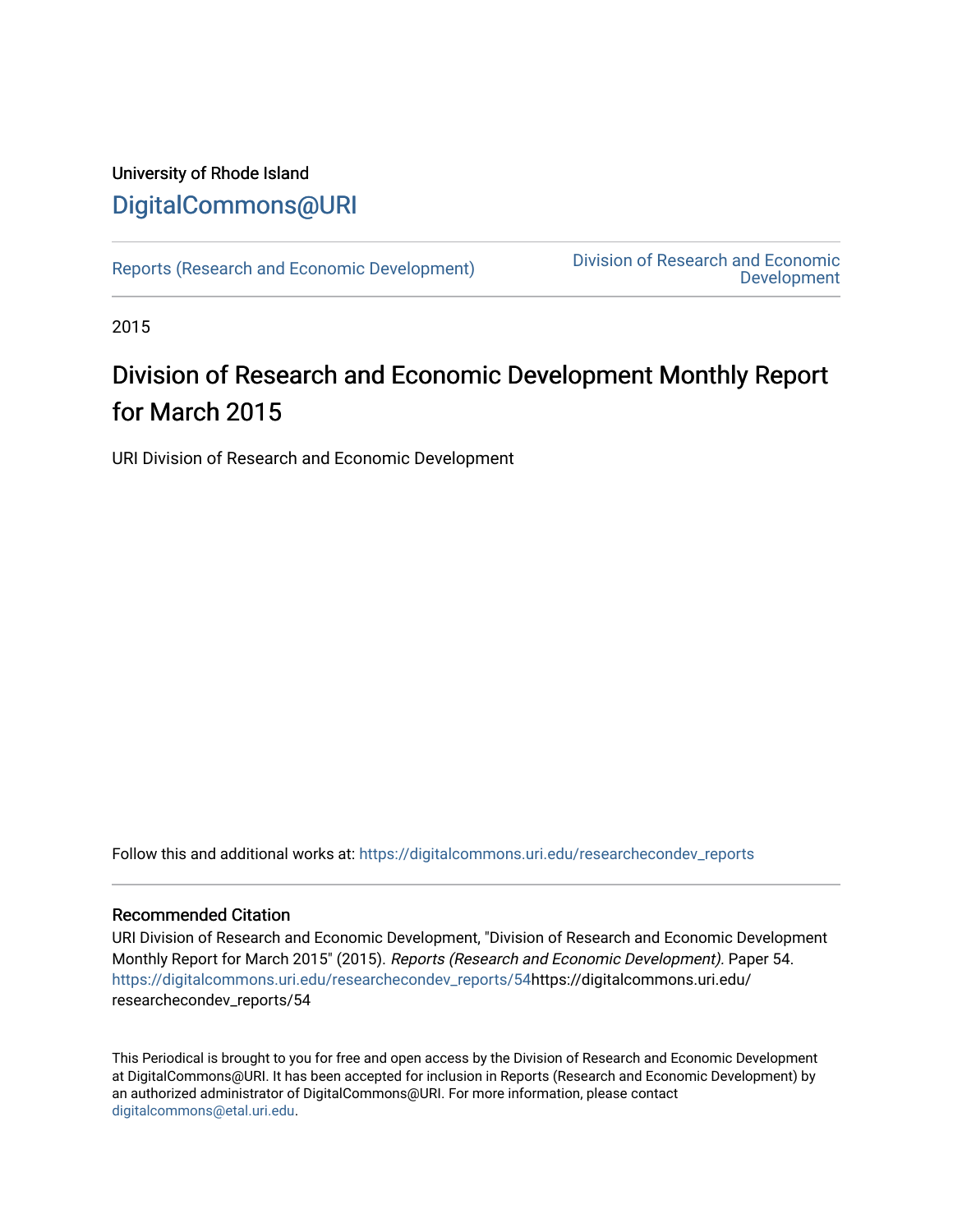University of Rhode Island

DigitalCommons@URI

Reports (Research and Economic Development)

Division of Research and Economic Development

2015

# Division of Research and Economic Development Monthly Report for March 2015

URI Division of Research and Economic Development

Follow this and additional works at: https://digitalcommons.uri.edu/researchecondev_reports

## Recommended Citation

URI Division of Research and Economic Development, "Division of Research and Economic Development Monthly Report for March 2015" (2015). *Reports (Research and Economic Development).* Paper 54. https://digitalcommons.uri.edu/researchecondev_reports/54https://digitalcommons.uri.edu/researchecondev_reports/54

This Periodical is brought to you for free and open access by the Division of Research and Economic Development at DigitalCommons@URI. It has been accepted for inclusion in Reports (Research and Economic Development) by an authorized administrator of DigitalCommons@URI. For more information, please contact digitalcommons@etal.uri.edu.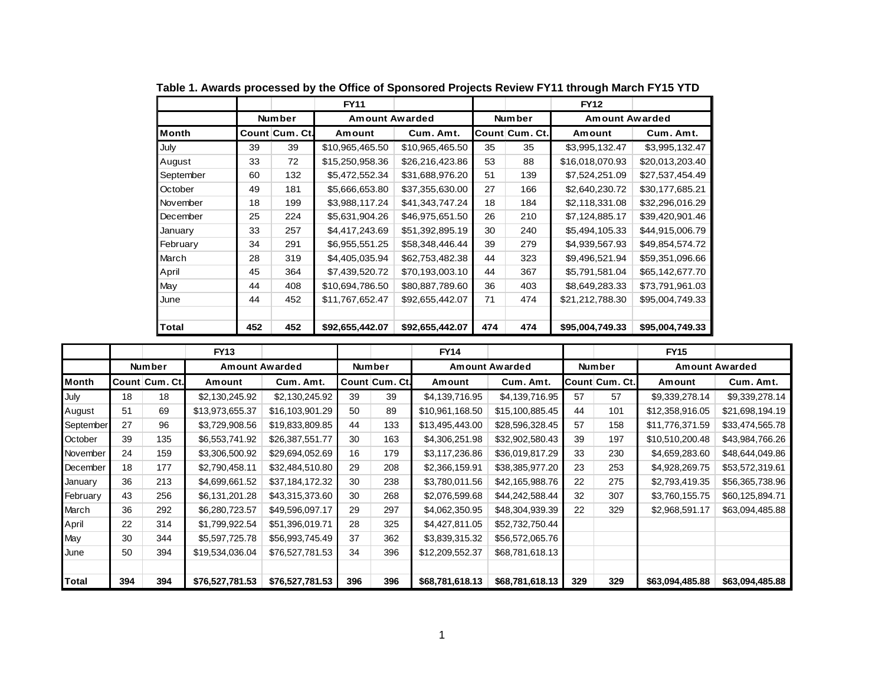**Table 1. Awards processed by the Office of Sponsored Projects Review FY11 through March FY15 YTD**

| | FY11 | | | | FY12 | | | |
|---|---|---|---|---|---|---|---|---|
| | Number | | Amount Awarded | | Number | | Amount Awarded | |
| Month | Count | Cum. Ct. | Amount | Cum. Amt. | Count | Cum. Ct. | Amount | Cum. Amt. |
| July | 39 | 39 | $10,965,465.50 | $10,965,465.50 | 35 | 35 | $3,995,132.47 | $3,995,132.47 |
| August | 33 | 72 | $15,250,958.36 | $26,216,423.86 | 53 | 88 | $16,018,070.93 | $20,013,203.40 |
| September | 60 | 132 | $5,472,552.34 | $31,688,976.20 | 51 | 139 | $7,524,251.09 | $27,537,454.49 |
| October | 49 | 181 | $5,666,653.80 | $37,355,630.00 | 27 | 166 | $2,640,230.72 | $30,177,685.21 |
| November | 18 | 199 | $3,988,117.24 | $41,343,747.24 | 18 | 184 | $2,118,331.08 | $32,296,016.29 |
| December | 25 | 224 | $5,631,904.26 | $46,975,651.50 | 26 | 210 | $7,124,885.17 | $39,420,901.46 |
| January | 33 | 257 | $4,417,243.69 | $51,392,895.19 | 30 | 240 | $5,494,105.33 | $44,915,006.79 |
| February | 34 | 291 | $6,955,551.25 | $58,348,446.44 | 39 | 279 | $4,939,567.93 | $49,854,574.72 |
| March | 28 | 319 | $4,405,035.94 | $62,753,482.38 | 44 | 323 | $9,496,521.94 | $59,351,096.66 |
| April | 45 | 364 | $7,439,520.72 | $70,193,003.10 | 44 | 367 | $5,791,581.04 | $65,142,677.70 |
| May | 44 | 408 | $10,694,786.50 | $80,887,789.60 | 36 | 403 | $8,649,283.33 | $73,791,961.03 |
| June | 44 | 452 | $11,767,652.47 | $92,655,442.07 | 71 | 474 | $21,212,788.30 | $95,004,749.33 |
| | | | | | | | | |
| **Total** | **452** | **452** | **$92,655,442.07** | **$92,655,442.07** | **474** | **474** | **$95,004,749.33** | **$95,004,749.33** |

| | FY13 | | | | FY14 | | | | FY15 | | | |
|---|---|---|---|---|---|---|---|---|---|---|---|---|
| | Number | | Amount Awarded | | Number | | Amount Awarded | | Number | | Amount Awarded | |
| Month | Count | Cum. Ct. | Amount | Cum. Amt. | Count | Cum. Ct. | Amount | Cum. Amt. | Count | Cum. Ct. | Amount | Cum. Amt. |
| July | 18 | 18 | $2,130,245.92 | $2,130,245.92 | 39 | 39 | $4,139,716.95 | $4,139,716.95 | 57 | 57 | $9,339,278.14 | $9,339,278.14 |
| August | 51 | 69 | $13,973,655.37 | $16,103,901.29 | 50 | 89 | $10,961,168.50 | $15,100,885.45 | 44 | 101 | $12,358,916.05 | $21,698,194.19 |
| September | 27 | 96 | $3,729,908.56 | $19,833,809.85 | 44 | 133 | $13,495,443.00 | $28,596,328.45 | 57 | 158 | $11,776,371.59 | $33,474,565.78 |
| October | 39 | 135 | $6,553,741.92 | $26,387,551.77 | 30 | 163 | $4,306,251.98 | $32,902,580.43 | 39 | 197 | $10,510,200.48 | $43,984,766.26 |
| November | 24 | 159 | $3,306,500.92 | $29,694,052.69 | 16 | 179 | $3,117,236.86 | $36,019,817.29 | 33 | 230 | $4,659,283.60 | $48,644,049.86 |
| December | 18 | 177 | $2,790,458.11 | $32,484,510.80 | 29 | 208 | $2,366,159.91 | $38,385,977.20 | 23 | 253 | $4,928,269.75 | $53,572,319.61 |
| January | 36 | 213 | $4,699,661.52 | $37,184,172.32 | 30 | 238 | $3,780,011.56 | $42,165,988.76 | 22 | 275 | $2,793,419.35 | $56,365,738.96 |
| February | 43 | 256 | $6,131,201.28 | $43,315,373.60 | 30 | 268 | $2,076,599.68 | $44,242,588.44 | 32 | 307 | $3,760,155.75 | $60,125,894.71 |
| March | 36 | 292 | $6,280,723.57 | $49,596,097.17 | 29 | 297 | $4,062,350.95 | $48,304,939.39 | 22 | 329 | $2,968,591.17 | $63,094,485.88 |
| April | 22 | 314 | $1,799,922.54 | $51,396,019.71 | 28 | 325 | $4,427,811.05 | $52,732,750.44 | | | | |
| May | 30 | 344 | $5,597,725.78 | $56,993,745.49 | 37 | 362 | $3,839,315.32 | $56,572,065.76 | | | | |
| June | 50 | 394 | $19,534,036.04 | $76,527,781.53 | 34 | 396 | $12,209,552.37 | $68,781,618.13 | | | | |
| | | | | | | | | | | | | |
| **Total** | **394** | **394** | **$76,527,781.53** | **$76,527,781.53** | **396** | **396** | **$68,781,618.13** | **$68,781,618.13** | **329** | **329** | **$63,094,485.88** | **$63,094,485.88** |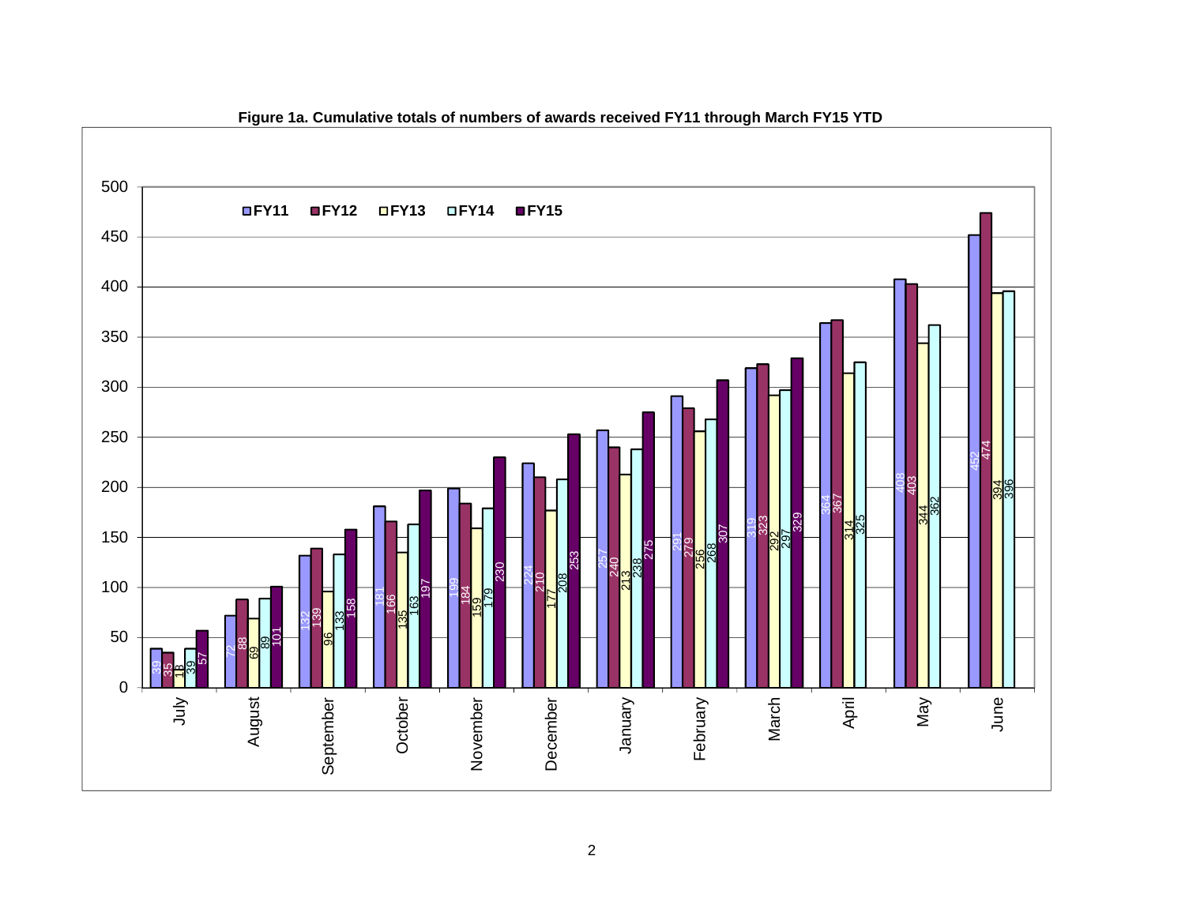**Figure 1a. Cumulative totals of numbers of awards received FY11 through March FY15 YTD**

| Month | FY11 | FY12 | FY13 | FY14 | FY15 |
|---|---|---|---|---|---|
| July | 39 | 35 | 18 | 39 | 57 |
| August | 72 | 88 | 69 | 89 | 101 |
| September | 132 | 139 | 96 | 133 | 158 |
| October | 181 | 166 | 135 | 163 | 197 |
| November | 199 | 184 | 159 | 179 | 230 |
| December | 224 | 210 | 177 | 208 | 253 |
| January | 257 | 240 | 213 | 238 | 275 |
| February | 291 | 279 | 256 | 268 | 307 |
| March | 319 | 323 | 292 | 297 | 329 |
| April | 364 | 367 | 314 | 325 | |
| May | 408 | 403 | 344 | 362 | |
| June | 452 | 474 | 394 | 396 | |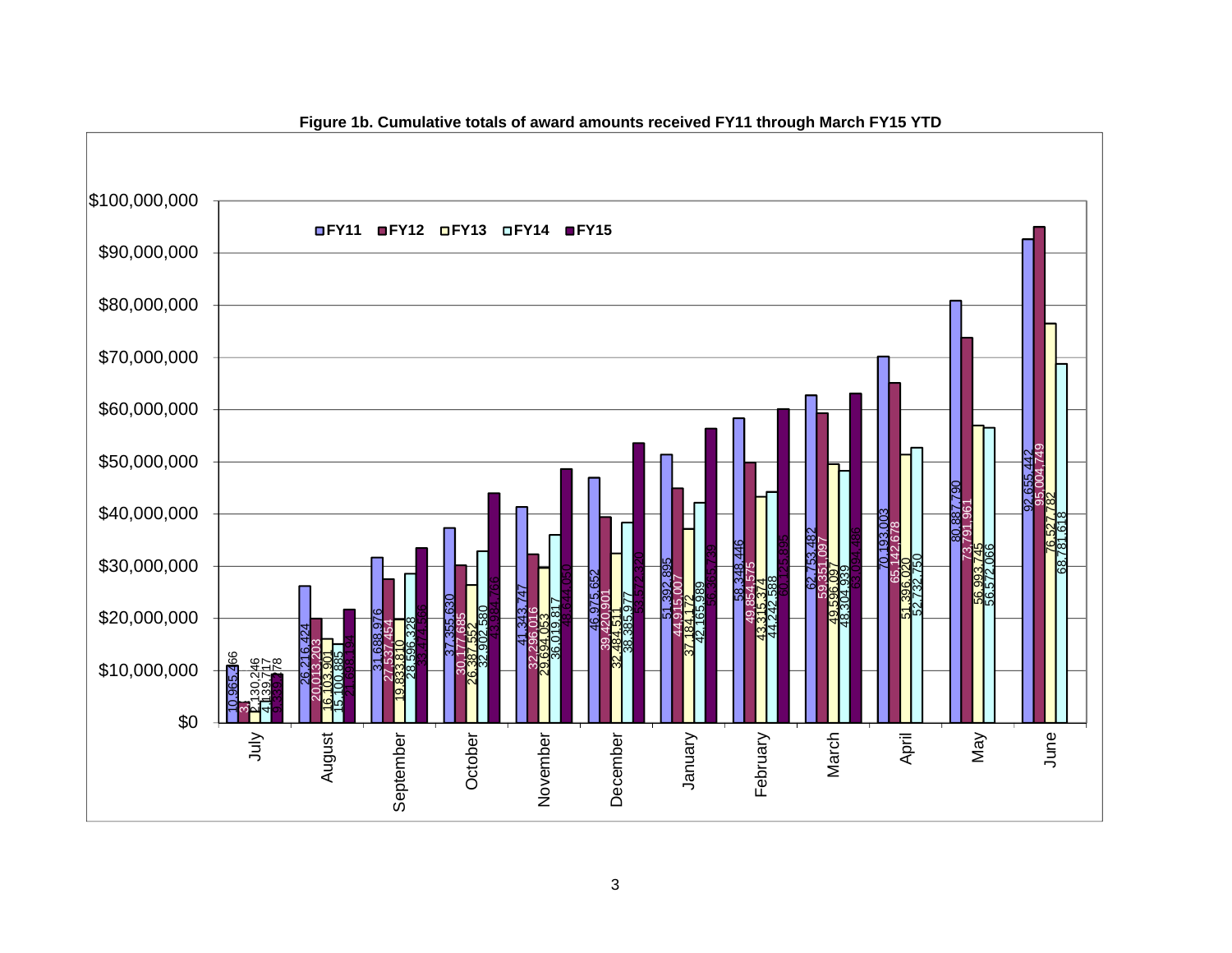**Figure 1b. Cumulative totals of award amounts received FY11 through March FY15 YTD**

| Month | FY11 | FY12 | FY13 | FY14 | FY15 |
|---|---|---|---|---|---|
| July | 10,965,466 | 3,... | 2,130,246 | 4,139,717 | 9,339,178 |
| August | 26,216,424 | 20,013,203 | 16,103,901 | 15,100,885 | 21,698,194 |
| September | 31,688,976 | 27,537,454 | 19,833,810 | 28,596,328 | 33,474,566 |
| October | 37,355,630 | 30,177,685 | 26,387,532 | 32,902,580 | 43,984,766 |
| November | 41,343,747 | 32,296,016 | 29,694,053 | 36,019,817 | 48,641,050 |
| December | 46,975,652 | 39,420,901 | 32,484,511 | 38,385,977 | 53,572,320 |
| January | 51,392,895 | 44,915,007 | 37,184,172 | 42,165,989 | 56,385,739 |
| February | 58,348,446 | 49,854,575 | 43,315,374 | 44,242,588 | 60,125,895 |
| March | 62,753,482 | 59,351,097 | 49,596,097 | 48,304,939 | 63,094,486 |
| April | 70,193,003 | 65,142,678 | 51,396,020 | 52,732,750 | |
| May | 80,887,790 | 73,791,961 | 56,993,745 | 56,572,066 | |
| June | 92,655,442 | 95,004,749 | 76,527,782 | 68,781,618 | |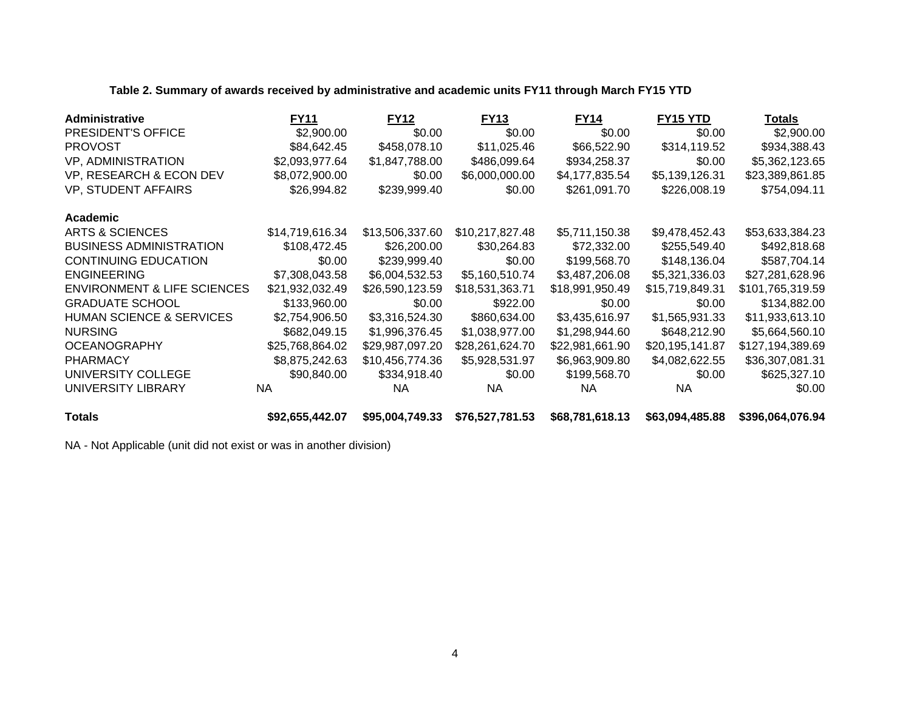**Table 2. Summary of awards received by administrative and academic units FY11 through March FY15 YTD**

| Administrative | FY11 | FY12 | FY13 | FY14 | FY15 YTD | Totals |
|---|---|---|---|---|---|---|
| PRESIDENT'S OFFICE | $2,900.00 | $0.00 | $0.00 | $0.00 | $0.00 | $2,900.00 |
| PROVOST | $84,642.45 | $458,078.10 | $11,025.46 | $66,522.90 | $314,119.52 | $934,388.43 |
| VP, ADMINISTRATION | $2,093,977.64 | $1,847,788.00 | $486,099.64 | $934,258.37 | $0.00 | $5,362,123.65 |
| VP, RESEARCH & ECON DEV | $8,072,900.00 | $0.00 | $6,000,000.00 | $4,177,835.54 | $5,139,126.31 | $23,389,861.85 |
| VP, STUDENT AFFAIRS | $26,994.82 | $239,999.40 | $0.00 | $261,091.70 | $226,008.19 | $754,094.11 |
| **Academic** | | | | | | |
| ARTS & SCIENCES | $14,719,616.34 | $13,506,337.60 | $10,217,827.48 | $5,711,150.38 | $9,478,452.43 | $53,633,384.23 |
| BUSINESS ADMINISTRATION | $108,472.45 | $26,200.00 | $30,264.83 | $72,332.00 | $255,549.40 | $492,818.68 |
| CONTINUING EDUCATION | $0.00 | $239,999.40 | $0.00 | $199,568.70 | $148,136.04 | $587,704.14 |
| ENGINEERING | $7,308,043.58 | $6,004,532.53 | $5,160,510.74 | $3,487,206.08 | $5,321,336.03 | $27,281,628.96 |
| ENVIRONMENT & LIFE SCIENCES | $21,932,032.49 | $26,590,123.59 | $18,531,363.71 | $18,991,950.49 | $15,719,849.31 | $101,765,319.59 |
| GRADUATE SCHOOL | $133,960.00 | $0.00 | $922.00 | $0.00 | $0.00 | $134,882.00 |
| HUMAN SCIENCE & SERVICES | $2,754,906.50 | $3,316,524.30 | $860,634.00 | $3,435,616.97 | $1,565,931.33 | $11,933,613.10 |
| NURSING | $682,049.15 | $1,996,376.45 | $1,038,977.00 | $1,298,944.60 | $648,212.90 | $5,664,560.10 |
| OCEANOGRAPHY | $25,768,864.02 | $29,987,097.20 | $28,261,624.70 | $22,981,661.90 | $20,195,141.87 | $127,194,389.69 |
| PHARMACY | $8,875,242.63 | $10,456,774.36 | $5,928,531.97 | $6,963,909.80 | $4,082,622.55 | $36,307,081.31 |
| UNIVERSITY COLLEGE | $90,840.00 | $334,918.40 | $0.00 | $199,568.70 | $0.00 | $625,327.10 |
| UNIVERSITY LIBRARY | NA | NA | NA | NA | NA | $0.00 |
| **Totals** | **$92,655,442.07** | **$95,004,749.33** | **$76,527,781.53** | **$68,781,618.13** | **$63,094,485.88** | **$396,064,076.94** |

NA - Not Applicable (unit did not exist or was in another division)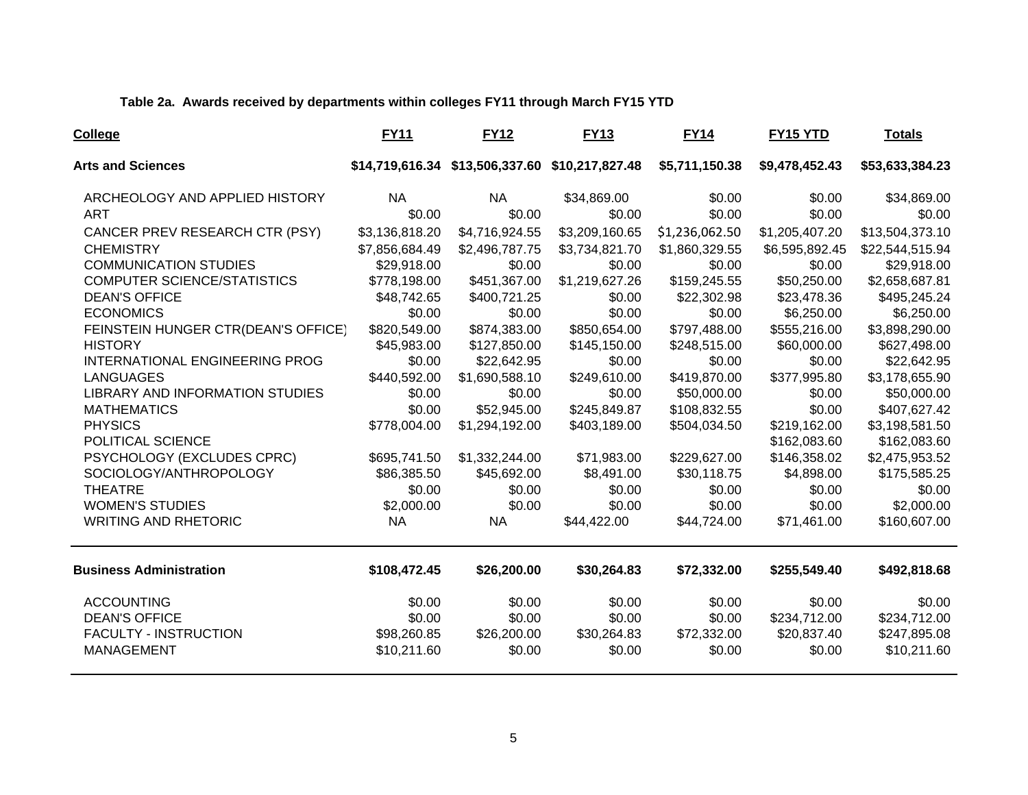**Table 2a. Awards received by departments within colleges FY11 through March FY15 YTD**

| College | FY11 | FY12 | FY13 | FY14 | FY15 YTD | Totals |
|---|---|---|---|---|---|---|
| **Arts and Sciences** | **$14,719,616.34** | **$13,506,337.60** | **$10,217,827.48** | **$5,711,150.38** | **$9,478,452.43** | **$53,633,384.23** |
| ARCHEOLOGY AND APPLIED HISTORY | NA | NA | $34,869.00 | $0.00 | $0.00 | $34,869.00 |
| ART | $0.00 | $0.00 | $0.00 | $0.00 | $0.00 | $0.00 |
| CANCER PREV RESEARCH CTR (PSY) | $3,136,818.20 | $4,716,924.55 | $3,209,160.65 | $1,236,062.50 | $1,205,407.20 | $13,504,373.10 |
| CHEMISTRY | $7,856,684.49 | $2,496,787.75 | $3,734,821.70 | $1,860,329.55 | $6,595,892.45 | $22,544,515.94 |
| COMMUNICATION STUDIES | $29,918.00 | $0.00 | $0.00 | $0.00 | $0.00 | $29,918.00 |
| COMPUTER SCIENCE/STATISTICS | $778,198.00 | $451,367.00 | $1,219,627.26 | $159,245.55 | $50,250.00 | $2,658,687.81 |
| DEAN'S OFFICE | $48,742.65 | $400,721.25 | $0.00 | $22,302.98 | $23,478.36 | $495,245.24 |
| ECONOMICS | $0.00 | $0.00 | $0.00 | $0.00 | $6,250.00 | $6,250.00 |
| FEINSTEIN HUNGER CTR(DEAN'S OFFICE) | $820,549.00 | $874,383.00 | $850,654.00 | $797,488.00 | $555,216.00 | $3,898,290.00 |
| HISTORY | $45,983.00 | $127,850.00 | $145,150.00 | $248,515.00 | $60,000.00 | $627,498.00 |
| INTERNATIONAL ENGINEERING PROG | $0.00 | $22,642.95 | $0.00 | $0.00 | $0.00 | $22,642.95 |
| LANGUAGES | $440,592.00 | $1,690,588.10 | $249,610.00 | $419,870.00 | $377,995.80 | $3,178,655.90 |
| LIBRARY AND INFORMATION STUDIES | $0.00 | $0.00 | $0.00 | $50,000.00 | $0.00 | $50,000.00 |
| MATHEMATICS | $0.00 | $52,945.00 | $245,849.87 | $108,832.55 | $0.00 | $407,627.42 |
| PHYSICS | $778,004.00 | $1,294,192.00 | $403,189.00 | $504,034.50 | $219,162.00 | $3,198,581.50 |
| POLITICAL SCIENCE | | | | | $162,083.60 | $162,083.60 |
| PSYCHOLOGY (EXCLUDES CPRC) | $695,741.50 | $1,332,244.00 | $71,983.00 | $229,627.00 | $146,358.02 | $2,475,953.52 |
| SOCIOLOGY/ANTHROPOLOGY | $86,385.50 | $45,692.00 | $8,491.00 | $30,118.75 | $4,898.00 | $175,585.25 |
| THEATRE | $0.00 | $0.00 | $0.00 | $0.00 | $0.00 | $0.00 |
| WOMEN'S STUDIES | $2,000.00 | $0.00 | $0.00 | $0.00 | $0.00 | $2,000.00 |
| WRITING AND RHETORIC | NA | NA | $44,422.00 | $44,724.00 | $71,461.00 | $160,607.00 |
| **Business Administration** | **$108,472.45** | **$26,200.00** | **$30,264.83** | **$72,332.00** | **$255,549.40** | **$492,818.68** |
| ACCOUNTING | $0.00 | $0.00 | $0.00 | $0.00 | $0.00 | $0.00 |
| DEAN'S OFFICE | $0.00 | $0.00 | $0.00 | $0.00 | $234,712.00 | $234,712.00 |
| FACULTY - INSTRUCTION | $98,260.85 | $26,200.00 | $30,264.83 | $72,332.00 | $20,837.40 | $247,895.08 |
| MANAGEMENT | $10,211.60 | $0.00 | $0.00 | $0.00 | $0.00 | $10,211.60 |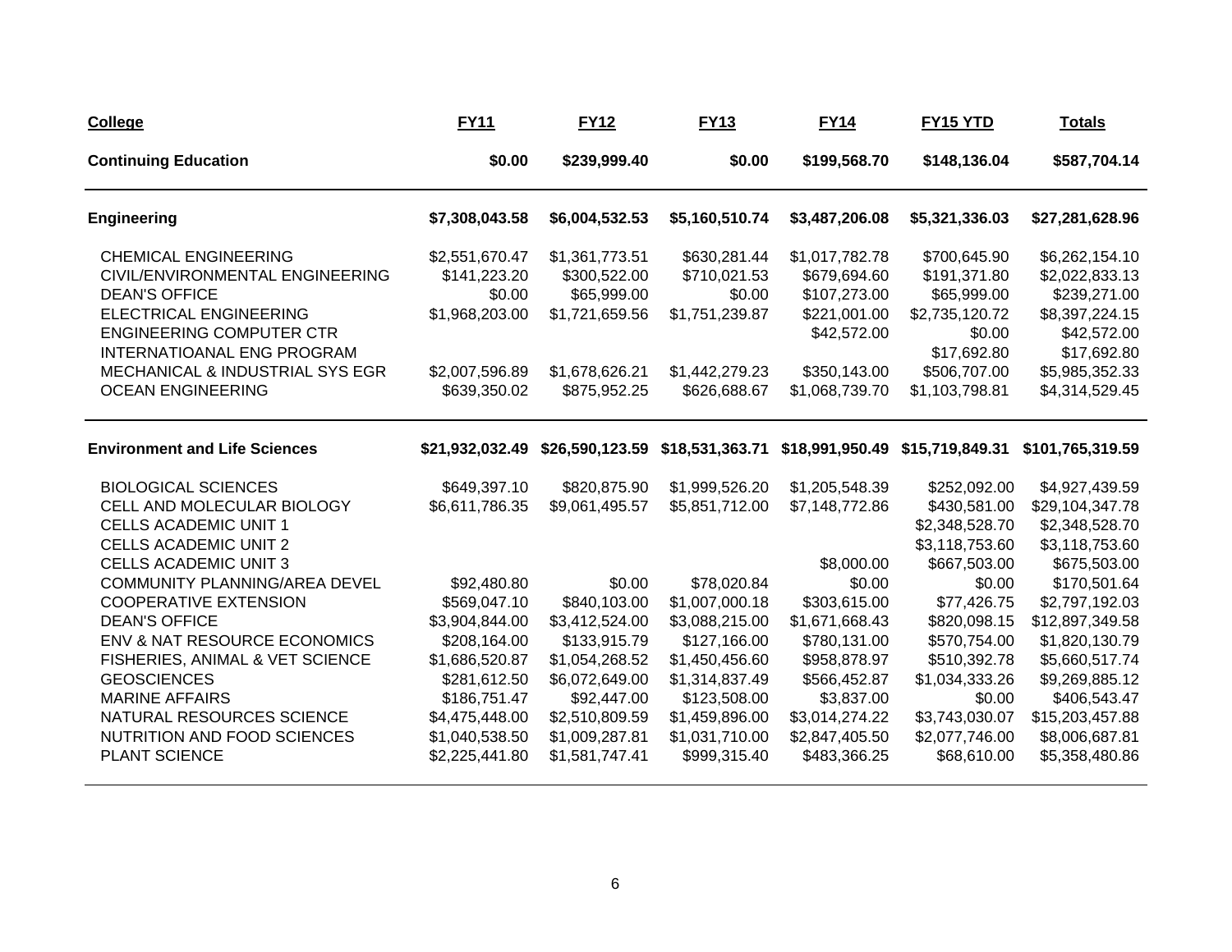| College | FY11 | FY12 | FY13 | FY14 | FY15 YTD | Totals |
|---|---|---|---|---|---|---|
| **Continuing Education** | **$0.00** | **$239,999.40** | **$0.00** | **$199,568.70** | **$148,136.04** | **$587,704.14** |
| **Engineering** | **$7,308,043.58** | **$6,004,532.53** | **$5,160,510.74** | **$3,487,206.08** | **$5,321,336.03** | **$27,281,628.96** |
| CHEMICAL ENGINEERING | $2,551,670.47 | $1,361,773.51 | $630,281.44 | $1,017,782.78 | $700,645.90 | $6,262,154.10 |
| CIVIL/ENVIRONMENTAL ENGINEERING | $141,223.20 | $300,522.00 | $710,021.53 | $679,694.60 | $191,371.80 | $2,022,833.13 |
| DEAN'S OFFICE | $0.00 | $65,999.00 | $0.00 | $107,273.00 | $65,999.00 | $239,271.00 |
| ELECTRICAL ENGINEERING | $1,968,203.00 | $1,721,659.56 | $1,751,239.87 | $221,001.00 | $2,735,120.72 | $8,397,224.15 |
| ENGINEERING COMPUTER CTR | | | | $42,572.00 | $0.00 | $42,572.00 |
| INTERNATIOANAL ENG PROGRAM | | | | | $17,692.80 | $17,692.80 |
| MECHANICAL & INDUSTRIAL SYS EGR | $2,007,596.89 | $1,678,626.21 | $1,442,279.23 | $350,143.00 | $506,707.00 | $5,985,352.33 |
| OCEAN ENGINEERING | $639,350.02 | $875,952.25 | $626,688.67 | $1,068,739.70 | $1,103,798.81 | $4,314,529.45 |
| **Environment and Life Sciences** | **$21,932,032.49** | **$26,590,123.59** | **$18,531,363.71** | **$18,991,950.49** | **$15,719,849.31** | **$101,765,319.59** |
| BIOLOGICAL SCIENCES | $649,397.10 | $820,875.90 | $1,999,526.20 | $1,205,548.39 | $252,092.00 | $4,927,439.59 |
| CELL AND MOLECULAR BIOLOGY | $6,611,786.35 | $9,061,495.57 | $5,851,712.00 | $7,148,772.86 | $430,581.00 | $29,104,347.78 |
| CELLS ACADEMIC UNIT 1 | | | | | $2,348,528.70 | $2,348,528.70 |
| CELLS ACADEMIC UNIT 2 | | | | | $3,118,753.60 | $3,118,753.60 |
| CELLS ACADEMIC UNIT 3 | | | | $8,000.00 | $667,503.00 | $675,503.00 |
| COMMUNITY PLANNING/AREA DEVEL | $92,480.80 | $0.00 | $78,020.84 | $0.00 | $0.00 | $170,501.64 |
| COOPERATIVE EXTENSION | $569,047.10 | $840,103.00 | $1,007,000.18 | $303,615.00 | $77,426.75 | $2,797,192.03 |
| DEAN'S OFFICE | $3,904,844.00 | $3,412,524.00 | $3,088,215.00 | $1,671,668.43 | $820,098.15 | $12,897,349.58 |
| ENV & NAT RESOURCE ECONOMICS | $208,164.00 | $133,915.79 | $127,166.00 | $780,131.00 | $570,754.00 | $1,820,130.79 |
| FISHERIES, ANIMAL & VET SCIENCE | $1,686,520.87 | $1,054,268.52 | $1,450,456.60 | $958,878.97 | $510,392.78 | $5,660,517.74 |
| GEOSCIENCES | $281,612.50 | $6,072,649.00 | $1,314,837.49 | $566,452.87 | $1,034,333.26 | $9,269,885.12 |
| MARINE AFFAIRS | $186,751.47 | $92,447.00 | $123,508.00 | $3,837.00 | $0.00 | $406,543.47 |
| NATURAL RESOURCES SCIENCE | $4,475,448.00 | $2,510,809.59 | $1,459,896.00 | $3,014,274.22 | $3,743,030.07 | $15,203,457.88 |
| NUTRITION AND FOOD SCIENCES | $1,040,538.50 | $1,009,287.81 | $1,031,710.00 | $2,847,405.50 | $2,077,746.00 | $8,006,687.81 |
| PLANT SCIENCE | $2,225,441.80 | $1,581,747.41 | $999,315.40 | $483,366.25 | $68,610.00 | $5,358,480.86 |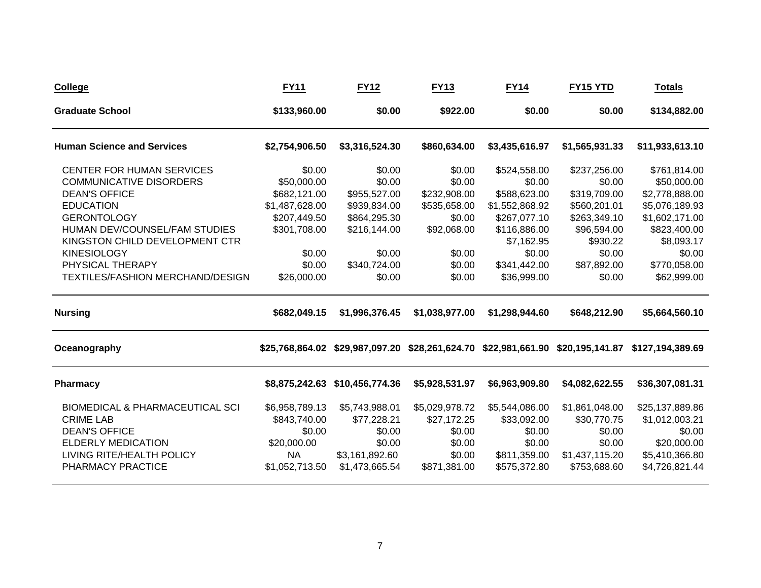| College | FY11 | FY12 | FY13 | FY14 | FY15 YTD | Totals |
|---|---|---|---|---|---|---|
| **Graduate School** | **$133,960.00** | **$0.00** | **$922.00** | **$0.00** | **$0.00** | **$134,882.00** |
| **Human Science and Services** | **$2,754,906.50** | **$3,316,524.30** | **$860,634.00** | **$3,435,616.97** | **$1,565,931.33** | **$11,933,613.10** |
| CENTER FOR HUMAN SERVICES | $0.00 | $0.00 | $0.00 | $524,558.00 | $237,256.00 | $761,814.00 |
| COMMUNICATIVE DISORDERS | $50,000.00 | $0.00 | $0.00 | $0.00 | $0.00 | $50,000.00 |
| DEAN'S OFFICE | $682,121.00 | $955,527.00 | $232,908.00 | $588,623.00 | $319,709.00 | $2,778,888.00 |
| EDUCATION | $1,487,628.00 | $939,834.00 | $535,658.00 | $1,552,868.92 | $560,201.01 | $5,076,189.93 |
| GERONTOLOGY | $207,449.50 | $864,295.30 | $0.00 | $267,077.10 | $263,349.10 | $1,602,171.00 |
| HUMAN DEV/COUNSEL/FAM STUDIES | $301,708.00 | $216,144.00 | $92,068.00 | $116,886.00 | $96,594.00 | $823,400.00 |
| KINGSTON CHILD DEVELOPMENT CTR | | | | $7,162.95 | $930.22 | $8,093.17 |
| KINESIOLOGY | $0.00 | $0.00 | $0.00 | $0.00 | $0.00 | $0.00 |
| PHYSICAL THERAPY | $0.00 | $340,724.00 | $0.00 | $341,442.00 | $87,892.00 | $770,058.00 |
| TEXTILES/FASHION MERCHAND/DESIGN | $26,000.00 | $0.00 | $0.00 | $36,999.00 | $0.00 | $62,999.00 |
| **Nursing** | **$682,049.15** | **$1,996,376.45** | **$1,038,977.00** | **$1,298,944.60** | **$648,212.90** | **$5,664,560.10** |
| **Oceanography** | **$25,768,864.02** | **$29,987,097.20** | **$28,261,624.70** | **$22,981,661.90** | **$20,195,141.87** | **$127,194,389.69** |
| **Pharmacy** | **$8,875,242.63** | **$10,456,774.36** | **$5,928,531.97** | **$6,963,909.80** | **$4,082,622.55** | **$36,307,081.31** |
| BIOMEDICAL & PHARMACEUTICAL SCI | $6,958,789.13 | $5,743,988.01 | $5,029,978.72 | $5,544,086.00 | $1,861,048.00 | $25,137,889.86 |
| CRIME LAB | $843,740.00 | $77,228.21 | $27,172.25 | $33,092.00 | $30,770.75 | $1,012,003.21 |
| DEAN'S OFFICE | $0.00 | $0.00 | $0.00 | $0.00 | $0.00 | $0.00 |
| ELDERLY MEDICATION | $20,000.00 | $0.00 | $0.00 | $0.00 | $0.00 | $20,000.00 |
| LIVING RITE/HEALTH POLICY | NA | $3,161,892.60 | $0.00 | $811,359.00 | $1,437,115.20 | $5,410,366.80 |
| PHARMACY PRACTICE | $1,052,713.50 | $1,473,665.54 | $871,381.00 | $575,372.80 | $753,688.60 | $4,726,821.44 |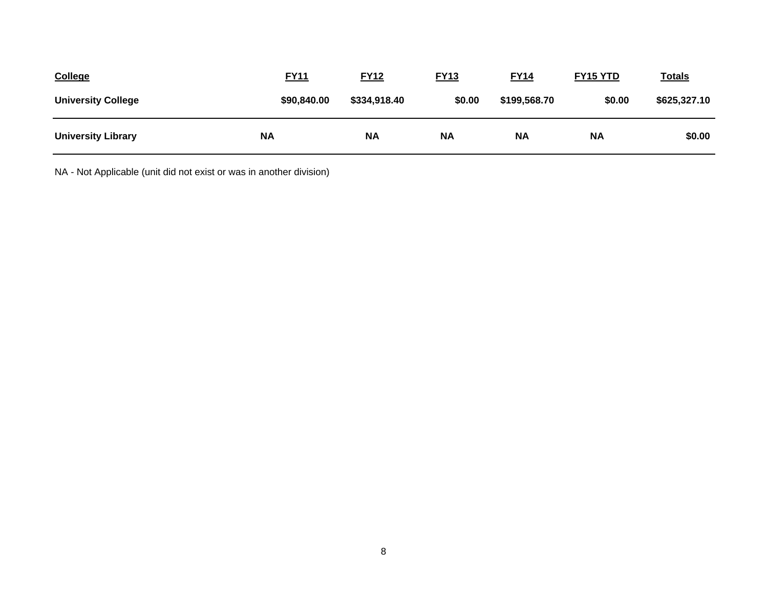| College | FY11 | FY12 | FY13 | FY14 | FY15 YTD | Totals |
|---|---|---|---|---|---|---|
| **University College** | **$90,840.00** | **$334,918.40** | **$0.00** | **$199,568.70** | **$0.00** | **$625,327.10** |
| **University Library** | **NA** | **NA** | **NA** | **NA** | **NA** | **$0.00** |

NA - Not Applicable (unit did not exist or was in another division)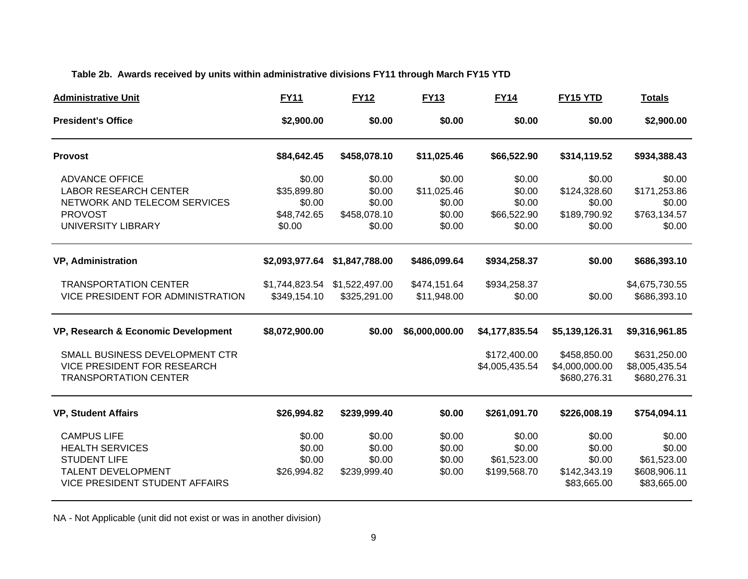**Table 2b. Awards received by units within administrative divisions FY11 through March FY15 YTD**

| Administrative Unit | FY11 | FY12 | FY13 | FY14 | FY15 YTD | Totals |
|---|---|---|---|---|---|---|
| **President's Office** | **$2,900.00** | **$0.00** | **$0.00** | **$0.00** | **$0.00** | **$2,900.00** |
| **Provost** | **$84,642.45** | **$458,078.10** | **$11,025.46** | **$66,522.90** | **$314,119.52** | **$934,388.43** |
| ADVANCE OFFICE | $0.00 | $0.00 | $0.00 | $0.00 | $0.00 | $0.00 |
| LABOR RESEARCH CENTER | $35,899.80 | $0.00 | $11,025.46 | $0.00 | $124,328.60 | $171,253.86 |
| NETWORK AND TELECOM SERVICES | $0.00 | $0.00 | $0.00 | $0.00 | $0.00 | $0.00 |
| PROVOST | $48,742.65 | $458,078.10 | $0.00 | $66,522.90 | $189,790.92 | $763,134.57 |
| UNIVERSITY LIBRARY | $0.00 | $0.00 | $0.00 | $0.00 | $0.00 | $0.00 |
| **VP, Administration** | **$2,093,977.64** | **$1,847,788.00** | **$486,099.64** | **$934,258.37** | **$0.00** | **$686,393.10** |
| TRANSPORTATION CENTER | $1,744,823.54 | $1,522,497.00 | $474,151.64 | $934,258.37 | | $4,675,730.55 |
| VICE PRESIDENT FOR ADMINISTRATION | $349,154.10 | $325,291.00 | $11,948.00 | $0.00 | $0.00 | $686,393.10 |
| **VP, Research & Economic Development** | **$8,072,900.00** | **$0.00** | **$6,000,000.00** | **$4,177,835.54** | **$5,139,126.31** | **$9,316,961.85** |
| SMALL BUSINESS DEVELOPMENT CTR | | | | $172,400.00 | $458,850.00 | $631,250.00 |
| VICE PRESIDENT FOR RESEARCH | | | | $4,005,435.54 | $4,000,000.00 | $8,005,435.54 |
| TRANSPORTATION CENTER | | | | | $680,276.31 | $680,276.31 |
| **VP, Student Affairs** | **$26,994.82** | **$239,999.40** | **$0.00** | **$261,091.70** | **$226,008.19** | **$754,094.11** |
| CAMPUS LIFE | $0.00 | $0.00 | $0.00 | $0.00 | $0.00 | $0.00 |
| HEALTH SERVICES | $0.00 | $0.00 | $0.00 | $0.00 | $0.00 | $0.00 |
| STUDENT LIFE | $0.00 | $0.00 | $0.00 | $61,523.00 | $0.00 | $61,523.00 |
| TALENT DEVELOPMENT | $26,994.82 | $239,999.40 | $0.00 | $199,568.70 | $142,343.19 | $608,906.11 |
| VICE PRESIDENT STUDENT AFFAIRS | | | | | $83,665.00 | $83,665.00 |

NA - Not Applicable (unit did not exist or was in another division)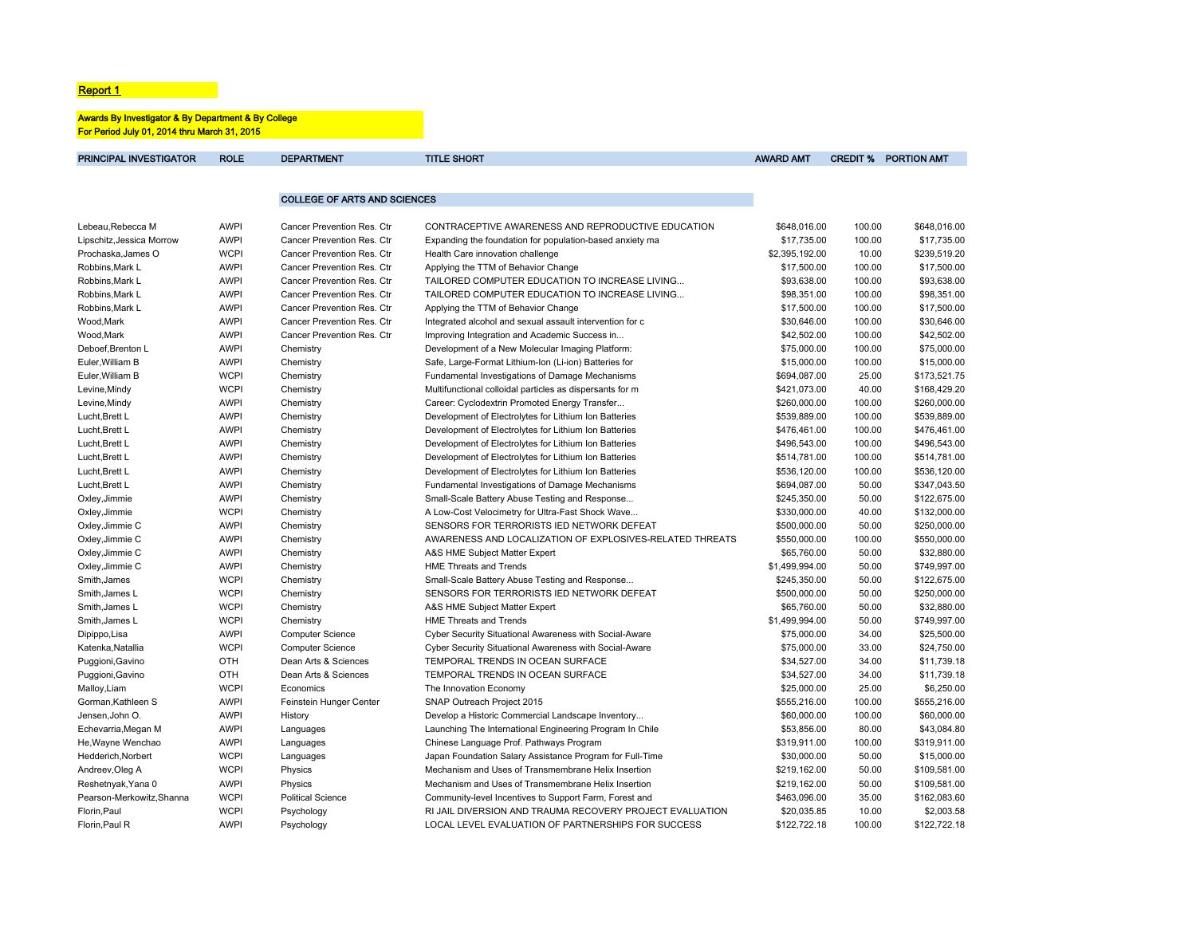Report 1

**Awards By Investigator & By Department & By College**
**For Period July 01, 2014 thru March 31, 2015**

| PRINCIPAL INVESTIGATOR | ROLE | DEPARTMENT | TITLE SHORT | AWARD AMT | CREDIT % | PORTION AMT |
|---|---|---|---|---|---|---|
| | | **COLLEGE OF ARTS AND SCIENCES** | | | | |
| Lebeau,Rebecca M | AWPI | Cancer Prevention Res. Ctr | CONTRACEPTIVE AWARENESS AND REPRODUCTIVE EDUCATION | $648,016.00 | 100.00 | $648,016.00 |
| Lipschitz,Jessica Morrow | AWPI | Cancer Prevention Res. Ctr | Expanding the foundation for population-based anxiety ma | $17,735.00 | 100.00 | $17,735.00 |
| Prochaska,James O | WCPI | Cancer Prevention Res. Ctr | Health Care innovation challenge | $2,395,192.00 | 10.00 | $239,519.20 |
| Robbins,Mark L | AWPI | Cancer Prevention Res. Ctr | Applying the TTM of Behavior Change | $17,500.00 | 100.00 | $17,500.00 |
| Robbins,Mark L | AWPI | Cancer Prevention Res. Ctr | TAILORED COMPUTER EDUCATION TO INCREASE LIVING... | $93,638.00 | 100.00 | $93,638.00 |
| Robbins,Mark L | AWPI | Cancer Prevention Res. Ctr | TAILORED COMPUTER EDUCATION TO INCREASE LIVING... | $98,351.00 | 100.00 | $98,351.00 |
| Robbins,Mark L | AWPI | Cancer Prevention Res. Ctr | Applying the TTM of Behavior Change | $17,500.00 | 100.00 | $17,500.00 |
| Wood,Mark | AWPI | Cancer Prevention Res. Ctr | Integrated alcohol and sexual assault intervention for c | $30,646.00 | 100.00 | $30,646.00 |
| Wood,Mark | AWPI | Cancer Prevention Res. Ctr | Improving Integration and Academic Success in... | $42,502.00 | 100.00 | $42,502.00 |
| Deboef,Brenton L | AWPI | Chemistry | Development of a New Molecular Imaging Platform: | $75,000.00 | 100.00 | $75,000.00 |
| Euler,William B | AWPI | Chemistry | Safe, Large-Format Lithium-Ion (Li-ion) Batteries for | $15,000.00 | 100.00 | $15,000.00 |
| Euler,William B | WCPI | Chemistry | Fundamental Investigations of Damage Mechanisms | $694,087.00 | 25.00 | $173,521.75 |
| Levine,Mindy | WCPI | Chemistry | Multifunctional colloidal particles as dispersants for m | $421,073.00 | 40.00 | $168,429.20 |
| Levine,Mindy | AWPI | Chemistry | Career: Cyclodextrin Promoted Energy Transfer... | $260,000.00 | 100.00 | $260,000.00 |
| Lucht,Brett L | AWPI | Chemistry | Development of Electrolytes for Lithium Ion Batteries | $539,889.00 | 100.00 | $539,889.00 |
| Lucht,Brett L | AWPI | Chemistry | Development of Electrolytes for Lithium Ion Batteries | $476,461.00 | 100.00 | $476,461.00 |
| Lucht,Brett L | AWPI | Chemistry | Development of Electrolytes for Lithium Ion Batteries | $496,543.00 | 100.00 | $496,543.00 |
| Lucht,Brett L | AWPI | Chemistry | Development of Electrolytes for Lithium Ion Batteries | $514,781.00 | 100.00 | $514,781.00 |
| Lucht,Brett L | AWPI | Chemistry | Development of Electrolytes for Lithium Ion Batteries | $536,120.00 | 100.00 | $536,120.00 |
| Lucht,Brett L | AWPI | Chemistry | Fundamental Investigations of Damage Mechanisms | $694,087.00 | 50.00 | $347,043.50 |
| Oxley,Jimmie | AWPI | Chemistry | Small-Scale Battery Abuse Testing and Response... | $245,350.00 | 50.00 | $122,675.00 |
| Oxley,Jimmie | WCPI | Chemistry | A Low-Cost Velocimetry for Ultra-Fast Shock Wave... | $330,000.00 | 40.00 | $132,000.00 |
| Oxley,Jimmie C | AWPI | Chemistry | SENSORS FOR TERRORISTS IED NETWORK DEFEAT | $500,000.00 | 50.00 | $250,000.00 |
| Oxley,Jimmie C | AWPI | Chemistry | AWARENESS AND LOCALIZATION OF EXPLOSIVES-RELATED THREATS | $550,000.00 | 100.00 | $550,000.00 |
| Oxley,Jimmie C | AWPI | Chemistry | A&S HME Subject Matter Expert | $65,760.00 | 50.00 | $32,880.00 |
| Oxley,Jimmie C | AWPI | Chemistry | HME Threats and Trends | $1,499,994.00 | 50.00 | $749,997.00 |
| Smith,James | WCPI | Chemistry | Small-Scale Battery Abuse Testing and Response... | $245,350.00 | 50.00 | $122,675.00 |
| Smith,James L | WCPI | Chemistry | SENSORS FOR TERRORISTS IED NETWORK DEFEAT | $500,000.00 | 50.00 | $250,000.00 |
| Smith,James L | WCPI | Chemistry | A&S HME Subject Matter Expert | $65,760.00 | 50.00 | $32,880.00 |
| Smith,James L | WCPI | Chemistry | HME Threats and Trends | $1,499,994.00 | 50.00 | $749,997.00 |
| Dipippo,Lisa | AWPI | Computer Science | Cyber Security Situational Awareness with Social-Aware | $75,000.00 | 34.00 | $25,500.00 |
| Katenka,Natallia | WCPI | Computer Science | Cyber Security Situational Awareness with Social-Aware | $75,000.00 | 33.00 | $24,750.00 |
| Puggioni,Gavino | OTH | Dean Arts & Sciences | TEMPORAL TRENDS IN OCEAN SURFACE | $34,527.00 | 34.00 | $11,739.18 |
| Puggioni,Gavino | OTH | Dean Arts & Sciences | TEMPORAL TRENDS IN OCEAN SURFACE | $34,527.00 | 34.00 | $11,739.18 |
| Malloy,Liam | WCPI | Economics | The Innovation Economy | $25,000.00 | 25.00 | $6,250.00 |
| Gorman,Kathleen S | AWPI | Feinstein Hunger Center | SNAP Outreach Project 2015 | $555,216.00 | 100.00 | $555,216.00 |
| Jensen,John O. | AWPI | History | Develop a Historic Commercial Landscape Inventory... | $60,000.00 | 100.00 | $60,000.00 |
| Echevarria,Megan M | AWPI | Languages | Launching The International Engineering Program In Chile | $53,856.00 | 80.00 | $43,084.80 |
| He,Wayne Wenchao | AWPI | Languages | Chinese Language Prof. Pathways Program | $319,911.00 | 100.00 | $319,911.00 |
| Hedderich,Norbert | WCPI | Languages | Japan Foundation Salary Assistance Program for Full-Time | $30,000.00 | 50.00 | $15,000.00 |
| Andreev,Oleg A | WCPI | Physics | Mechanism and Uses of Transmembrane Helix Insertion | $219,162.00 | 50.00 | $109,581.00 |
| Reshetnyak,Yana 0 | AWPI | Physics | Mechanism and Uses of Transmembrane Helix Insertion | $219,162.00 | 50.00 | $109,581.00 |
| Pearson-Merkowitz,Shanna | WCPI | Political Science | Community-level Incentives to Support Farm, Forest and | $463,096.00 | 35.00 | $162,083.60 |
| Florin,Paul | WCPI | Psychology | RI JAIL DIVERSION AND TRAUMA RECOVERY PROJECT EVALUATION | $20,035.85 | 10.00 | $2,003.58 |
| Florin,Paul R | AWPI | Psychology | LOCAL LEVEL EVALUATION OF PARTNERSHIPS FOR SUCCESS | $122,722.18 | 100.00 | $122,722.18 |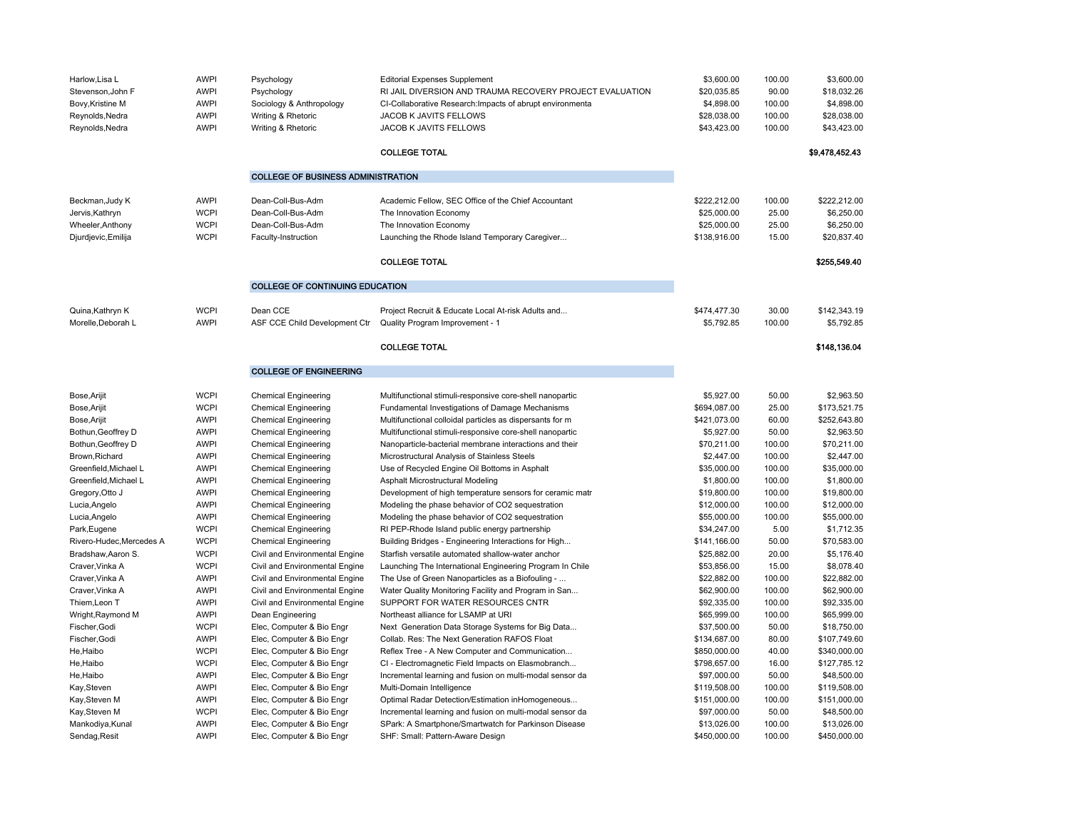| | | | | | | |
|---|---|---|---|---|---|---|
| Harlow,Lisa L | AWPI | Psychology | Editorial Expenses Supplement | $3,600.00 | 100.00 | $3,600.00 |
| Stevenson,John F | AWPI | Psychology | RI JAIL DIVERSION AND TRAUMA RECOVERY PROJECT EVALUATION | $20,035.85 | 90.00 | $18,032.26 |
| Bovy,Kristine M | AWPI | Sociology & Anthropology | CI-Collaborative Research:Impacts of abrupt environmenta | $4,898.00 | 100.00 | $4,898.00 |
| Reynolds,Nedra | AWPI | Writing & Rhetoric | JACOB K JAVITS FELLOWS | $28,038.00 | 100.00 | $28,038.00 |
| Reynolds,Nedra | AWPI | Writing & Rhetoric | JACOB K JAVITS FELLOWS | $43,423.00 | 100.00 | $43,423.00 |
| | | | **COLLEGE TOTAL** | | | **$9,478,452.43** |
| | | **COLLEGE OF BUSINESS ADMINISTRATION** | | | | |
| Beckman,Judy K | AWPI | Dean-Coll-Bus-Adm | Academic Fellow, SEC Office of the Chief Accountant | $222,212.00 | 100.00 | $222,212.00 |
| Jervis,Kathryn | WCPI | Dean-Coll-Bus-Adm | The Innovation Economy | $25,000.00 | 25.00 | $6,250.00 |
| Wheeler,Anthony | WCPI | Dean-Coll-Bus-Adm | The Innovation Economy | $25,000.00 | 25.00 | $6,250.00 |
| Djurdjevic,Emilija | WCPI | Faculty-Instruction | Launching the Rhode Island Temporary Caregiver... | $138,916.00 | 15.00 | $20,837.40 |
| | | | **COLLEGE TOTAL** | | | **$255,549.40** |
| | | **COLLEGE OF CONTINUING EDUCATION** | | | | |
| Quina,Kathryn K | WCPI | Dean CCE | Project Recruit & Educate Local At-risk Adults and... | $474,477.30 | 30.00 | $142,343.19 |
| Morelle,Deborah L | AWPI | ASF CCE Child Development Ctr | Quality Program Improvement - 1 | $5,792.85 | 100.00 | $5,792.85 |
| | | | **COLLEGE TOTAL** | | | **$148,136.04** |
| | | **COLLEGE OF ENGINEERING** | | | | |
| Bose,Arijit | WCPI | Chemical Engineering | Multifunctional stimuli-responsive core-shell nanopartic | $5,927.00 | 50.00 | $2,963.50 |
| Bose,Arijit | WCPI | Chemical Engineering | Fundamental Investigations of Damage Mechanisms | $694,087.00 | 25.00 | $173,521.75 |
| Bose,Arijit | AWPI | Chemical Engineering | Multifunctional colloidal particles as dispersants for m | $421,073.00 | 60.00 | $252,643.80 |
| Bothun,Geoffrey D | AWPI | Chemical Engineering | Multifunctional stimuli-responsive core-shell nanopartic | $5,927.00 | 50.00 | $2,963.50 |
| Bothun,Geoffrey D | AWPI | Chemical Engineering | Nanoparticle-bacterial membrane interactions and their | $70,211.00 | 100.00 | $70,211.00 |
| Brown,Richard | AWPI | Chemical Engineering | Microstructural Analysis of Stainless Steels | $2,447.00 | 100.00 | $2,447.00 |
| Greenfield,Michael L | AWPI | Chemical Engineering | Use of Recycled Engine Oil Bottoms in Asphalt | $35,000.00 | 100.00 | $35,000.00 |
| Greenfield,Michael L | AWPI | Chemical Engineering | Asphalt Microstructural Modeling | $1,800.00 | 100.00 | $1,800.00 |
| Gregory,Otto J | AWPI | Chemical Engineering | Development of high temperature sensors for ceramic matr | $19,800.00 | 100.00 | $19,800.00 |
| Lucia,Angelo | AWPI | Chemical Engineering | Modeling the phase behavior of CO2 sequestration | $12,000.00 | 100.00 | $12,000.00 |
| Lucia,Angelo | AWPI | Chemical Engineering | Modeling the phase behavior of CO2 sequestration | $55,000.00 | 100.00 | $55,000.00 |
| Park,Eugene | WCPI | Chemical Engineering | RI PEP-Rhode Island public energy partnership | $34,247.00 | 5.00 | $1,712.35 |
| Rivero-Hudec,Mercedes A | WCPI | Chemical Engineering | Building Bridges - Engineering Interactions for High... | $141,166.00 | 50.00 | $70,583.00 |
| Bradshaw,Aaron S. | WCPI | Civil and Environmental Engine | Starfish versatile automated shallow-water anchor | $25,882.00 | 20.00 | $5,176.40 |
| Craver,Vinka A | WCPI | Civil and Environmental Engine | Launching The International Engineering Program In Chile | $53,856.00 | 15.00 | $8,078.40 |
| Craver,Vinka A | AWPI | Civil and Environmental Engine | The Use of Green Nanoparticles as a Biofouling - ... | $22,882.00 | 100.00 | $22,882.00 |
| Craver,Vinka A | AWPI | Civil and Environmental Engine | Water Quality Monitoring Facility and Program in San... | $62,900.00 | 100.00 | $62,900.00 |
| Thiem,Leon T | AWPI | Civil and Environmental Engine | SUPPORT FOR WATER RESOURCES CNTR | $92,335.00 | 100.00 | $92,335.00 |
| Wright,Raymond M | AWPI | Dean Engineering | Northeast alliance for LSAMP at URI | $65,999.00 | 100.00 | $65,999.00 |
| Fischer,Godi | WCPI | Elec, Computer & Bio Engr | Next Generation Data Storage Systems for Big Data... | $37,500.00 | 50.00 | $18,750.00 |
| Fischer,Godi | AWPI | Elec, Computer & Bio Engr | Collab. Res: The Next Generation RAFOS Float | $134,687.00 | 80.00 | $107,749.60 |
| He,Haibo | WCPI | Elec, Computer & Bio Engr | Reflex Tree - A New Computer and Communication... | $850,000.00 | 40.00 | $340,000.00 |
| He,Haibo | WCPI | Elec, Computer & Bio Engr | CI - Electromagnetic Field Impacts on Elasmobranch... | $798,657.00 | 16.00 | $127,785.12 |
| He,Haibo | AWPI | Elec, Computer & Bio Engr | Incremental learning and fusion on multi-modal sensor da | $97,000.00 | 50.00 | $48,500.00 |
| Kay,Steven | AWPI | Elec, Computer & Bio Engr | Multi-Domain Intelligence | $119,508.00 | 100.00 | $119,508.00 |
| Kay,Steven M | AWPI | Elec, Computer & Bio Engr | Optimal Radar Detection/Estimation inHomogeneous... | $151,000.00 | 100.00 | $151,000.00 |
| Kay,Steven M | WCPI | Elec, Computer & Bio Engr | Incremental learning and fusion on multi-modal sensor da | $97,000.00 | 50.00 | $48,500.00 |
| Mankodiya,Kunal | AWPI | Elec, Computer & Bio Engr | SPark: A Smartphone/Smartwatch for Parkinson Disease | $13,026.00 | 100.00 | $13,026.00 |
| Sendag,Resit | AWPI | Elec, Computer & Bio Engr | SHF: Small: Pattern-Aware Design | $450,000.00 | 100.00 | $450,000.00 |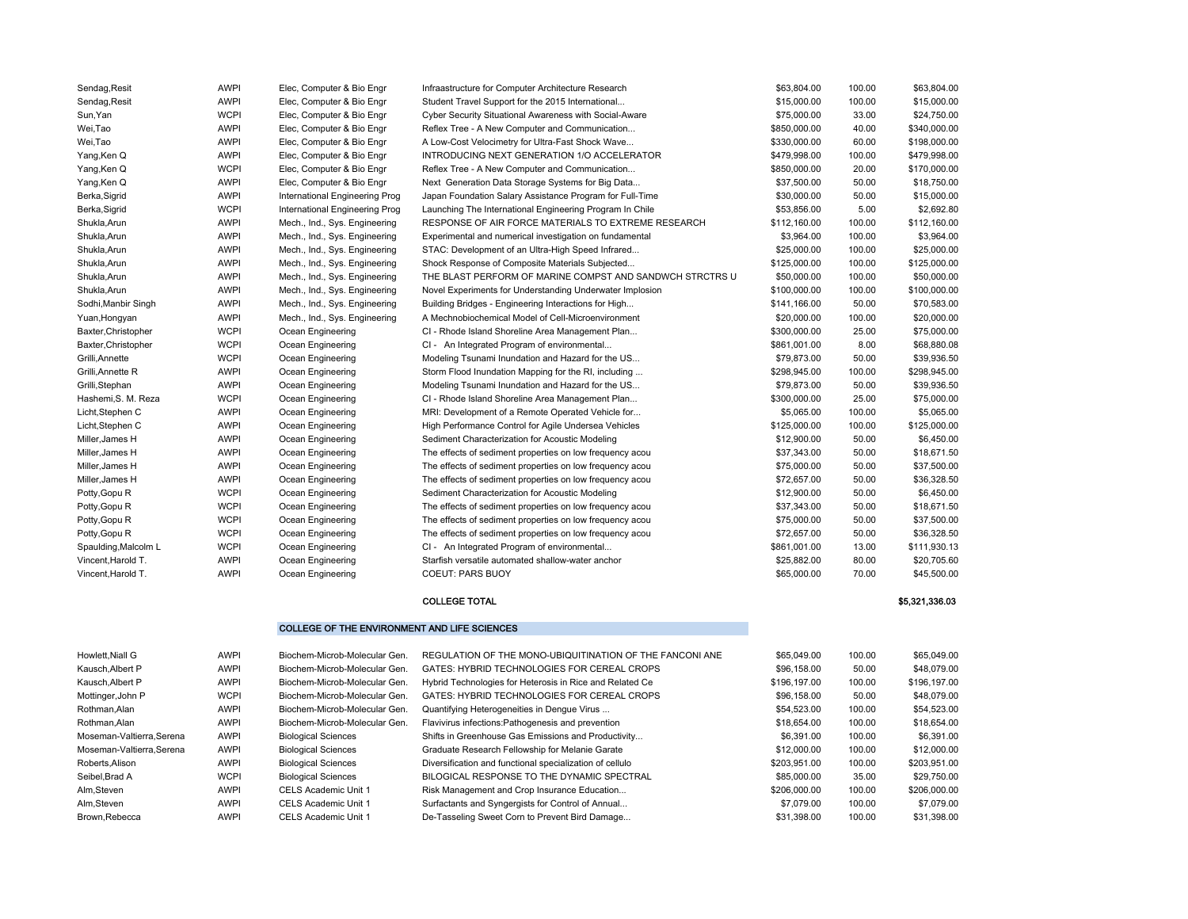| | | | | | | |
|---|---|---|---|---|---|---|
| Sendag,Resit | AWPI | Elec, Computer & Bio Engr | Infraastructure for Computer Architecture Research | $63,804.00 | 100.00 | $63,804.00 |
| Sendag,Resit | AWPI | Elec, Computer & Bio Engr | Student Travel Support for the 2015 International... | $15,000.00 | 100.00 | $15,000.00 |
| Sun,Yan | WCPI | Elec, Computer & Bio Engr | Cyber Security Situational Awareness with Social-Aware | $75,000.00 | 33.00 | $24,750.00 |
| Wei,Tao | AWPI | Elec, Computer & Bio Engr | Reflex Tree - A New Computer and Communication... | $850,000.00 | 40.00 | $340,000.00 |
| Wei,Tao | AWPI | Elec, Computer & Bio Engr | A Low-Cost Velocimetry for Ultra-Fast Shock Wave... | $330,000.00 | 60.00 | $198,000.00 |
| Yang,Ken Q | AWPI | Elec, Computer & Bio Engr | INTRODUCING NEXT GENERATION 1/O ACCELERATOR | $479,998.00 | 100.00 | $479,998.00 |
| Yang,Ken Q | WCPI | Elec, Computer & Bio Engr | Reflex Tree - A New Computer and Communication... | $850,000.00 | 20.00 | $170,000.00 |
| Yang,Ken Q | AWPI | Elec, Computer & Bio Engr | Next Generation Data Storage Systems for Big Data... | $37,500.00 | 50.00 | $18,750.00 |
| Berka,Sigrid | AWPI | International Engineering Prog | Japan Foundation Salary Assistance Program for Full-Time | $30,000.00 | 50.00 | $15,000.00 |
| Berka,Sigrid | WCPI | International Engineering Prog | Launching The International Engineering Program In Chile | $53,856.00 | 5.00 | $2,692.80 |
| Shukla,Arun | AWPI | Mech., Ind., Sys. Engineering | RESPONSE OF AIR FORCE MATERIALS TO EXTREME RESEARCH | $112,160.00 | 100.00 | $112,160.00 |
| Shukla,Arun | AWPI | Mech., Ind., Sys. Engineering | Experimental and numerical investigation on fundamental | $3,964.00 | 100.00 | $3,964.00 |
| Shukla,Arun | AWPI | Mech., Ind., Sys. Engineering | STAC: Development of an Ultra-High Speed Infrared... | $25,000.00 | 100.00 | $25,000.00 |
| Shukla,Arun | AWPI | Mech., Ind., Sys. Engineering | Shock Response of Composite Materials Subjected... | $125,000.00 | 100.00 | $125,000.00 |
| Shukla,Arun | AWPI | Mech., Ind., Sys. Engineering | THE BLAST PERFORM OF MARINE COMPST AND SANDWCH STRCTRS U | $50,000.00 | 100.00 | $50,000.00 |
| Shukla,Arun | AWPI | Mech., Ind., Sys. Engineering | Novel Experiments for Understanding Underwater Implosion | $100,000.00 | 100.00 | $100,000.00 |
| Sodhi,Manbir Singh | AWPI | Mech., Ind., Sys. Engineering | Building Bridges - Engineering Interactions for High... | $141,166.00 | 50.00 | $70,583.00 |
| Yuan,Hongyan | AWPI | Mech., Ind., Sys. Engineering | A Mechnobiochemical Model of Cell-Microenvironment | $20,000.00 | 100.00 | $20,000.00 |
| Baxter,Christopher | WCPI | Ocean Engineering | CI - Rhode Island Shoreline Area Management Plan... | $300,000.00 | 25.00 | $75,000.00 |
| Baxter,Christopher | WCPI | Ocean Engineering | CI - An Integrated Program of environmental... | $861,001.00 | 8.00 | $68,880.08 |
| Grilli,Annette | WCPI | Ocean Engineering | Modeling Tsunami Inundation and Hazard for the US... | $79,873.00 | 50.00 | $39,936.50 |
| Grilli,Annette R | AWPI | Ocean Engineering | Storm Flood Inundation Mapping for the RI, including ... | $298,945.00 | 100.00 | $298,945.00 |
| Grilli,Stephan | AWPI | Ocean Engineering | Modeling Tsunami Inundation and Hazard for the US... | $79,873.00 | 50.00 | $39,936.50 |
| Hashemi,S. M. Reza | WCPI | Ocean Engineering | CI - Rhode Island Shoreline Area Management Plan... | $300,000.00 | 25.00 | $75,000.00 |
| Licht,Stephen C | AWPI | Ocean Engineering | MRI: Development of a Remote Operated Vehicle for... | $5,065.00 | 100.00 | $5,065.00 |
| Licht,Stephen C | AWPI | Ocean Engineering | High Performance Control for Agile Undersea Vehicles | $125,000.00 | 100.00 | $125,000.00 |
| Miller,James H | AWPI | Ocean Engineering | Sediment Characterization for Acoustic Modeling | $12,900.00 | 50.00 | $6,450.00 |
| Miller,James H | AWPI | Ocean Engineering | The effects of sediment properties on low frequency acou | $37,343.00 | 50.00 | $18,671.50 |
| Miller,James H | AWPI | Ocean Engineering | The effects of sediment properties on low frequency acou | $75,000.00 | 50.00 | $37,500.00 |
| Miller,James H | AWPI | Ocean Engineering | The effects of sediment properties on low frequency acou | $72,657.00 | 50.00 | $36,328.50 |
| Potty,Gopu R | WCPI | Ocean Engineering | Sediment Characterization for Acoustic Modeling | $12,900.00 | 50.00 | $6,450.00 |
| Potty,Gopu R | WCPI | Ocean Engineering | The effects of sediment properties on low frequency acou | $37,343.00 | 50.00 | $18,671.50 |
| Potty,Gopu R | WCPI | Ocean Engineering | The effects of sediment properties on low frequency acou | $75,000.00 | 50.00 | $37,500.00 |
| Potty,Gopu R | WCPI | Ocean Engineering | The effects of sediment properties on low frequency acou | $72,657.00 | 50.00 | $36,328.50 |
| Spaulding,Malcolm L | WCPI | Ocean Engineering | CI - An Integrated Program of environmental... | $861,001.00 | 13.00 | $111,930.13 |
| Vincent,Harold T. | AWPI | Ocean Engineering | Starfish versatile automated shallow-water anchor | $25,882.00 | 80.00 | $20,705.60 |
| Vincent,Harold T. | AWPI | Ocean Engineering | COEUT: PARS BUOY | $65,000.00 | 70.00 | $45,500.00 |
| | | | **COLLEGE TOTAL** | | | **$5,321,336.03** |

**COLLEGE OF THE ENVIRONMENT AND LIFE SCIENCES**

| | | | | | | |
|---|---|---|---|---|---|---|
| Howlett,Niall G | AWPI | Biochem-Microb-Molecular Gen. | REGULATION OF THE MONO-UBIQUITINATION OF THE FANCONI ANE | $65,049.00 | 100.00 | $65,049.00 |
| Kausch,Albert P | AWPI | Biochem-Microb-Molecular Gen. | GATES: HYBRID TECHNOLOGIES FOR CEREAL CROPS | $96,158.00 | 50.00 | $48,079.00 |
| Kausch,Albert P | AWPI | Biochem-Microb-Molecular Gen. | Hybrid Technologies for Heterosis in Rice and Related Ce | $196,197.00 | 100.00 | $196,197.00 |
| Mottinger,John P | WCPI | Biochem-Microb-Molecular Gen. | GATES: HYBRID TECHNOLOGIES FOR CEREAL CROPS | $96,158.00 | 50.00 | $48,079.00 |
| Rothman,Alan | AWPI | Biochem-Microb-Molecular Gen. | Quantifying Heterogeneities in Dengue Virus ... | $54,523.00 | 100.00 | $54,523.00 |
| Rothman,Alan | AWPI | Biochem-Microb-Molecular Gen. | Flavivirus infections:Pathogenesis and prevention | $18,654.00 | 100.00 | $18,654.00 |
| Moseman-Valtierra,Serena | AWPI | Biological Sciences | Shifts in Greenhouse Gas Emissions and Productivity... | $6,391.00 | 100.00 | $6,391.00 |
| Moseman-Valtierra,Serena | AWPI | Biological Sciences | Graduate Research Fellowship for Melanie Garate | $12,000.00 | 100.00 | $12,000.00 |
| Roberts,Alison | AWPI | Biological Sciences | Diversification and functional specialization of cellulo | $203,951.00 | 100.00 | $203,951.00 |
| Seibel,Brad A | WCPI | Biological Sciences | BILOGICAL RESPONSE TO THE DYNAMIC SPECTRAL | $85,000.00 | 35.00 | $29,750.00 |
| Alm,Steven | AWPI | CELS Academic Unit 1 | Risk Management and Crop Insurance Education... | $206,000.00 | 100.00 | $206,000.00 |
| Alm,Steven | AWPI | CELS Academic Unit 1 | Surfactants and Syngergists for Control of Annual... | $7,079.00 | 100.00 | $7,079.00 |
| Brown,Rebecca | AWPI | CELS Academic Unit 1 | De-Tasseling Sweet Corn to Prevent Bird Damage... | $31,398.00 | 100.00 | $31,398.00 |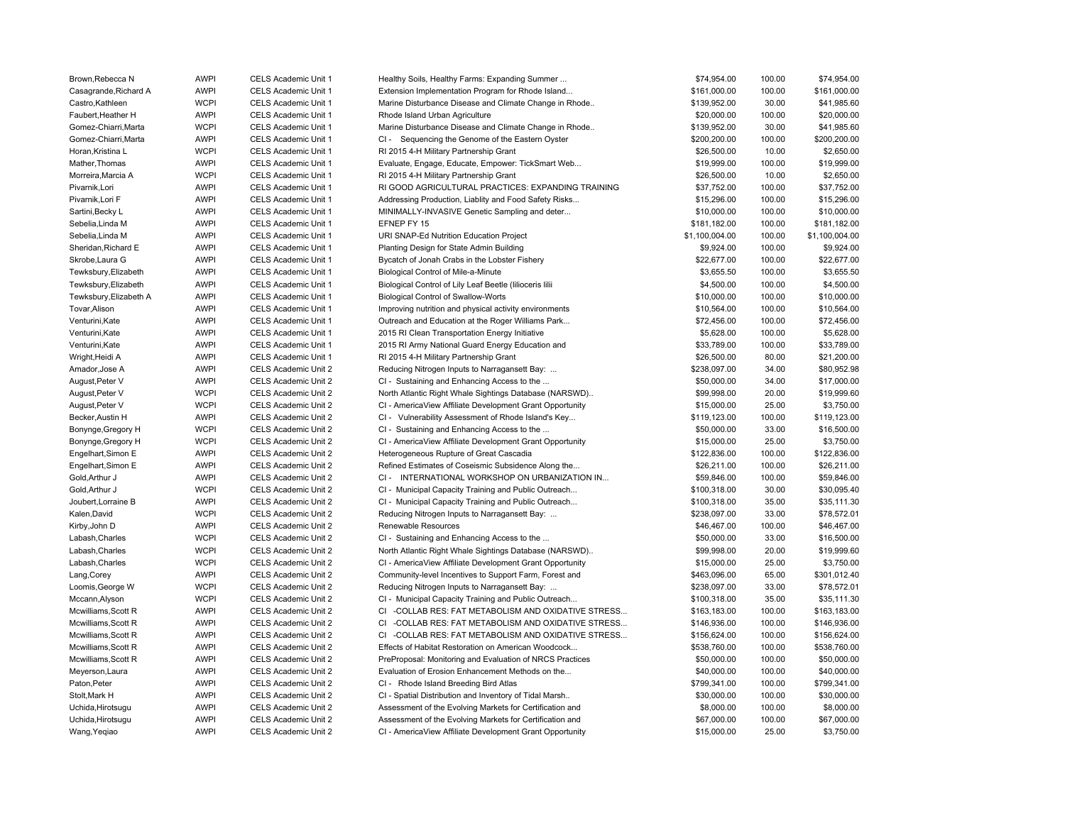| | | | | | | |
|---|---|---|---|---|---|---|
| Brown,Rebecca N | AWPI | CELS Academic Unit 1 | Healthy Soils, Healthy Farms: Expanding Summer ... | $74,954.00 | 100.00 | $74,954.00 |
| Casagrande,Richard A | AWPI | CELS Academic Unit 1 | Extension Implementation Program for Rhode Island... | $161,000.00 | 100.00 | $161,000.00 |
| Castro,Kathleen | WCPI | CELS Academic Unit 1 | Marine Disturbance Disease and Climate Change in Rhode.. | $139,952.00 | 30.00 | $41,985.60 |
| Faubert,Heather H | AWPI | CELS Academic Unit 1 | Rhode Island Urban Agriculture | $20,000.00 | 100.00 | $20,000.00 |
| Gomez-Chiarri,Marta | WCPI | CELS Academic Unit 1 | Marine Disturbance Disease and Climate Change in Rhode.. | $139,952.00 | 30.00 | $41,985.60 |
| Gomez-Chiarri,Marta | AWPI | CELS Academic Unit 1 | CI - Sequencing the Genome of the Eastern Oyster | $200,200.00 | 100.00 | $200,200.00 |
| Horan,Kristina L | WCPI | CELS Academic Unit 1 | RI 2015 4-H Military Partnership Grant | $26,500.00 | 10.00 | $2,650.00 |
| Mather,Thomas | AWPI | CELS Academic Unit 1 | Evaluate, Engage, Educate, Empower: TickSmart Web... | $19,999.00 | 100.00 | $19,999.00 |
| Morreira,Marcia A | WCPI | CELS Academic Unit 1 | RI 2015 4-H Military Partnership Grant | $26,500.00 | 10.00 | $2,650.00 |
| Pivarnik,Lori | AWPI | CELS Academic Unit 1 | RI GOOD AGRICULTURAL PRACTICES: EXPANDING TRAINING | $37,752.00 | 100.00 | $37,752.00 |
| Pivarnik,Lori F | AWPI | CELS Academic Unit 1 | Addressing Production, Liablity and Food Safety Risks... | $15,296.00 | 100.00 | $15,296.00 |
| Sartini,Becky L | AWPI | CELS Academic Unit 1 | MINIMALLY-INVASIVE Genetic Sampling and deter... | $10,000.00 | 100.00 | $10,000.00 |
| Sebelia,Linda M | AWPI | CELS Academic Unit 1 | EFNEP FY 15 | $181,182.00 | 100.00 | $181,182.00 |
| Sebelia,Linda M | AWPI | CELS Academic Unit 1 | URI SNAP-Ed Nutrition Education Project | $1,100,004.00 | 100.00 | $1,100,004.00 |
| Sheridan,Richard E | AWPI | CELS Academic Unit 1 | Planting Design for State Admin Building | $9,924.00 | 100.00 | $9,924.00 |
| Skrobe,Laura G | AWPI | CELS Academic Unit 1 | Bycatch of Jonah Crabs in the Lobster Fishery | $22,677.00 | 100.00 | $22,677.00 |
| Tewksbury,Elizabeth | AWPI | CELS Academic Unit 1 | Biological Control of Mile-a-Minute | $3,655.50 | 100.00 | $3,655.50 |
| Tewksbury,Elizabeth | AWPI | CELS Academic Unit 1 | Biological Control of Lily Leaf Beetle (lilioceris lilii | $4,500.00 | 100.00 | $4,500.00 |
| Tewksbury,Elizabeth A | AWPI | CELS Academic Unit 1 | Biological Control of Swallow-Worts | $10,000.00 | 100.00 | $10,000.00 |
| Tovar,Alison | AWPI | CELS Academic Unit 1 | Improving nutrition and physical activity environments | $10,564.00 | 100.00 | $10,564.00 |
| Venturini,Kate | AWPI | CELS Academic Unit 1 | Outreach and Education at the Roger Williams Park... | $72,456.00 | 100.00 | $72,456.00 |
| Venturini,Kate | AWPI | CELS Academic Unit 1 | 2015 RI Clean Transportation Energy Initiative | $5,628.00 | 100.00 | $5,628.00 |
| Venturini,Kate | AWPI | CELS Academic Unit 1 | 2015 RI Army National Guard Energy Education and | $33,789.00 | 100.00 | $33,789.00 |
| Wright,Heidi A | AWPI | CELS Academic Unit 1 | RI 2015 4-H Military Partnership Grant | $26,500.00 | 80.00 | $21,200.00 |
| Amador,Jose A | AWPI | CELS Academic Unit 2 | Reducing Nitrogen Inputs to Narragansett Bay: ... | $238,097.00 | 34.00 | $80,952.98 |
| August,Peter V | AWPI | CELS Academic Unit 2 | CI - Sustaining and Enhancing Access to the ... | $50,000.00 | 34.00 | $17,000.00 |
| August,Peter V | WCPI | CELS Academic Unit 2 | North Atlantic Right Whale Sightings Database (NARSWD).. | $99,998.00 | 20.00 | $19,999.60 |
| August,Peter V | WCPI | CELS Academic Unit 2 | CI - AmericaView Affiliate Development Grant Opportunity | $15,000.00 | 25.00 | $3,750.00 |
| Becker,Austin H | AWPI | CELS Academic Unit 2 | CI - Vulnerability Assessment of Rhode Island's Key... | $119,123.00 | 100.00 | $119,123.00 |
| Bonynge,Gregory H | WCPI | CELS Academic Unit 2 | CI - Sustaining and Enhancing Access to the ... | $50,000.00 | 33.00 | $16,500.00 |
| Bonynge,Gregory H | WCPI | CELS Academic Unit 2 | CI - AmericaView Affiliate Development Grant Opportunity | $15,000.00 | 25.00 | $3,750.00 |
| Engelhart,Simon E | AWPI | CELS Academic Unit 2 | Heterogeneous Rupture of Great Cascadia | $122,836.00 | 100.00 | $122,836.00 |
| Engelhart,Simon E | AWPI | CELS Academic Unit 2 | Refined Estimates of Coseismic Subsidence Along the... | $26,211.00 | 100.00 | $26,211.00 |
| Gold,Arthur J | AWPI | CELS Academic Unit 2 | CI - INTERNATIONAL WORKSHOP ON URBANIZATION IN... | $59,846.00 | 100.00 | $59,846.00 |
| Gold,Arthur J | WCPI | CELS Academic Unit 2 | CI - Municipal Capacity Training and Public Outreach... | $100,318.00 | 30.00 | $30,095.40 |
| Joubert,Lorraine B | AWPI | CELS Academic Unit 2 | CI - Municipal Capacity Training and Public Outreach... | $100,318.00 | 35.00 | $35,111.30 |
| Kalen,David | WCPI | CELS Academic Unit 2 | Reducing Nitrogen Inputs to Narragansett Bay: ... | $238,097.00 | 33.00 | $78,572.01 |
| Kirby,John D | AWPI | CELS Academic Unit 2 | Renewable Resources | $46,467.00 | 100.00 | $46,467.00 |
| Labash,Charles | WCPI | CELS Academic Unit 2 | CI - Sustaining and Enhancing Access to the ... | $50,000.00 | 33.00 | $16,500.00 |
| Labash,Charles | WCPI | CELS Academic Unit 2 | North Atlantic Right Whale Sightings Database (NARSWD).. | $99,998.00 | 20.00 | $19,999.60 |
| Labash,Charles | WCPI | CELS Academic Unit 2 | CI - AmericaView Affiliate Development Grant Opportunity | $15,000.00 | 25.00 | $3,750.00 |
| Lang,Corey | AWPI | CELS Academic Unit 2 | Community-level Incentives to Support Farm, Forest and | $463,096.00 | 65.00 | $301,012.40 |
| Loomis,George W | WCPI | CELS Academic Unit 2 | Reducing Nitrogen Inputs to Narragansett Bay: ... | $238,097.00 | 33.00 | $78,572.01 |
| Mccann,Alyson | WCPI | CELS Academic Unit 2 | CI - Municipal Capacity Training and Public Outreach... | $100,318.00 | 35.00 | $35,111.30 |
| Mcwilliams,Scott R | AWPI | CELS Academic Unit 2 | CI -COLLAB RES: FAT METABOLISM AND OXIDATIVE STRESS... | $163,183.00 | 100.00 | $163,183.00 |
| Mcwilliams,Scott R | AWPI | CELS Academic Unit 2 | CI -COLLAB RES: FAT METABOLISM AND OXIDATIVE STRESS... | $146,936.00 | 100.00 | $146,936.00 |
| Mcwilliams,Scott R | AWPI | CELS Academic Unit 2 | CI -COLLAB RES: FAT METABOLISM AND OXIDATIVE STRESS... | $156,624.00 | 100.00 | $156,624.00 |
| Mcwilliams,Scott R | AWPI | CELS Academic Unit 2 | Effects of Habitat Restoration on American Woodcock... | $538,760.00 | 100.00 | $538,760.00 |
| Mcwilliams,Scott R | AWPI | CELS Academic Unit 2 | PreProposal: Monitoring and Evaluation of NRCS Practices | $50,000.00 | 100.00 | $50,000.00 |
| Meyerson,Laura | AWPI | CELS Academic Unit 2 | Evaluation of Erosion Enhancement Methods on the... | $40,000.00 | 100.00 | $40,000.00 |
| Paton,Peter | AWPI | CELS Academic Unit 2 | CI - Rhode Island Breeding Bird Atlas | $799,341.00 | 100.00 | $799,341.00 |
| Stolt,Mark H | AWPI | CELS Academic Unit 2 | CI - Spatial Distribution and Inventory of Tidal Marsh.. | $30,000.00 | 100.00 | $30,000.00 |
| Uchida,Hirotsugu | AWPI | CELS Academic Unit 2 | Assessment of the Evolving Markets for Certification and | $8,000.00 | 100.00 | $8,000.00 |
| Uchida,Hirotsugu | AWPI | CELS Academic Unit 2 | Assessment of the Evolving Markets for Certification and | $67,000.00 | 100.00 | $67,000.00 |
| Wang,Yeqiao | AWPI | CELS Academic Unit 2 | CI - AmericaView Affiliate Development Grant Opportunity | $15,000.00 | 25.00 | $3,750.00 |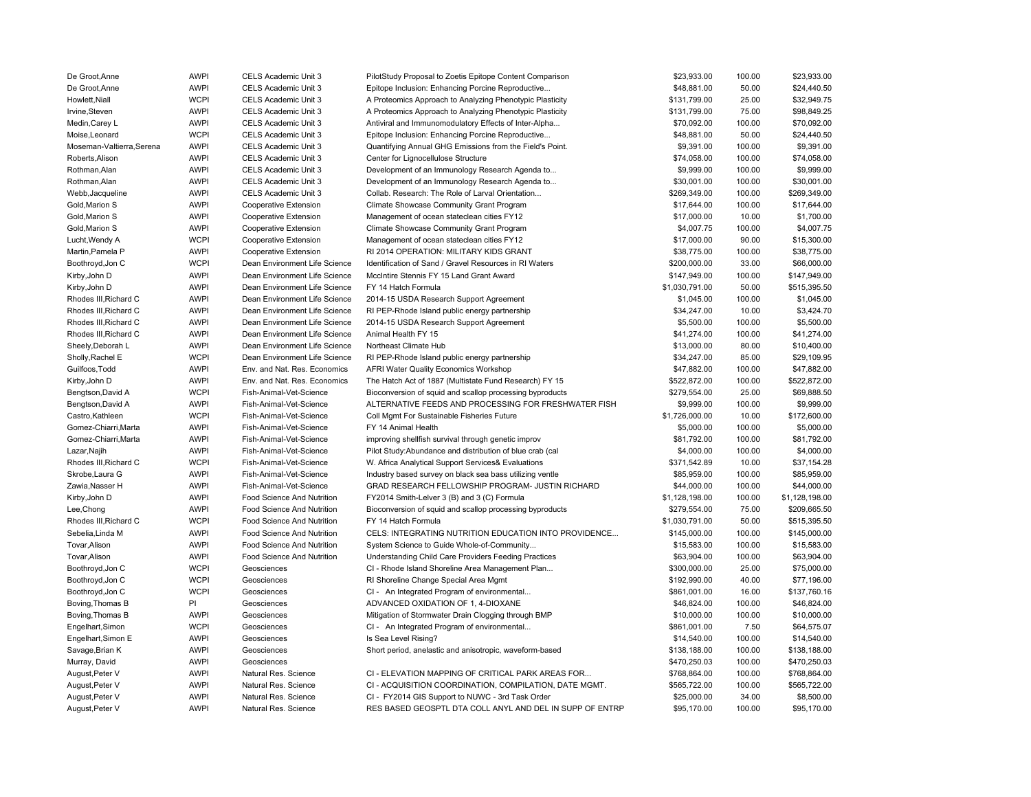| | | | | | | |
|---|---|---|---|---|---|---|
| De Groot,Anne | AWPI | CELS Academic Unit 3 | PilotStudy Proposal to Zoetis Epitope Content Comparison | $23,933.00 | 100.00 | $23,933.00 |
| De Groot,Anne | AWPI | CELS Academic Unit 3 | Epitope Inclusion: Enhancing Porcine Reproductive... | $48,881.00 | 50.00 | $24,440.50 |
| Howlett,Niall | WCPI | CELS Academic Unit 3 | A Proteomics Approach to Analyzing Phenotypic Plasticity | $131,799.00 | 25.00 | $32,949.75 |
| Irvine,Steven | AWPI | CELS Academic Unit 3 | A Proteomics Approach to Analyzing Phenotypic Plasticity | $131,799.00 | 75.00 | $98,849.25 |
| Medin,Carey L | AWPI | CELS Academic Unit 3 | Antiviral and Immunomodulatory Effects of Inter-Alpha... | $70,092.00 | 100.00 | $70,092.00 |
| Moise,Leonard | WCPI | CELS Academic Unit 3 | Epitope Inclusion: Enhancing Porcine Reproductive... | $48,881.00 | 50.00 | $24,440.50 |
| Moseman-Valtierra,Serena | AWPI | CELS Academic Unit 3 | Quantifying Annual GHG Emissions from the Field's Point. | $9,391.00 | 100.00 | $9,391.00 |
| Roberts,Alison | AWPI | CELS Academic Unit 3 | Center for Lignocellulose Structure | $74,058.00 | 100.00 | $74,058.00 |
| Rothman,Alan | AWPI | CELS Academic Unit 3 | Development of an Immunology Research Agenda to... | $9,999.00 | 100.00 | $9,999.00 |
| Rothman,Alan | AWPI | CELS Academic Unit 3 | Development of an Immunology Research Agenda to... | $30,001.00 | 100.00 | $30,001.00 |
| Webb,Jacqueline | AWPI | CELS Academic Unit 3 | Collab. Research: The Role of Larval Orientation... | $269,349.00 | 100.00 | $269,349.00 |
| Gold,Marion S | AWPI | Cooperative Extension | Climate Showcase Community Grant Program | $17,644.00 | 100.00 | $17,644.00 |
| Gold,Marion S | AWPI | Cooperative Extension | Management of ocean stateclean cities FY12 | $17,000.00 | 10.00 | $1,700.00 |
| Gold,Marion S | AWPI | Cooperative Extension | Climate Showcase Community Grant Program | $4,007.75 | 100.00 | $4,007.75 |
| Lucht,Wendy A | WCPI | Cooperative Extension | Management of ocean stateclean cities FY12 | $17,000.00 | 90.00 | $15,300.00 |
| Martin,Pamela P | AWPI | Cooperative Extension | RI 2014 OPERATION: MILITARY KIDS GRANT | $38,775.00 | 100.00 | $38,775.00 |
| Boothroyd,Jon C | WCPI | Dean Environment Life Science | Identification of Sand / Gravel Resources in RI Waters | $200,000.00 | 33.00 | $66,000.00 |
| Kirby,John D | AWPI | Dean Environment Life Science | McIntire Stennis FY 15 Land Grant Award | $147,949.00 | 100.00 | $147,949.00 |
| Kirby,John D | AWPI | Dean Environment Life Science | FY 14 Hatch Formula | $1,030,791.00 | 50.00 | $515,395.50 |
| Rhodes III,Richard C | AWPI | Dean Environment Life Science | 2014-15 USDA Research Support Agreement | $1,045.00 | 100.00 | $1,045.00 |
| Rhodes III,Richard C | AWPI | Dean Environment Life Science | RI PEP-Rhode Island public energy partnership | $34,247.00 | 10.00 | $3,424.70 |
| Rhodes III,Richard C | AWPI | Dean Environment Life Science | 2014-15 USDA Research Support Agreement | $5,500.00 | 100.00 | $5,500.00 |
| Rhodes III,Richard C | AWPI | Dean Environment Life Science | Animal Health FY 15 | $41,274.00 | 100.00 | $41,274.00 |
| Sheely,Deborah L | AWPI | Dean Environment Life Science | Northeast Climate Hub | $13,000.00 | 80.00 | $10,400.00 |
| Sholly,Rachel E | WCPI | Dean Environment Life Science | RI PEP-Rhode Island public energy partnership | $34,247.00 | 85.00 | $29,109.95 |
| Guilfoos,Todd | AWPI | Env. and Nat. Res. Economics | AFRI Water Quality Economics Workshop | $47,882.00 | 100.00 | $47,882.00 |
| Kirby,John D | AWPI | Env. and Nat. Res. Economics | The Hatch Act of 1887 (Multistate Fund Research) FY 15 | $522,872.00 | 100.00 | $522,872.00 |
| Bengtson,David A | WCPI | Fish-Animal-Vet-Science | Bioconversion of squid and scallop processing byproducts | $279,554.00 | 25.00 | $69,888.50 |
| Bengtson,David A | AWPI | Fish-Animal-Vet-Science | ALTERNATIVE FEEDS AND PROCESSING FOR FRESHWATER FISH | $9,999.00 | 100.00 | $9,999.00 |
| Castro,Kathleen | WCPI | Fish-Animal-Vet-Science | Coll Mgmt For Sustainable Fisheries Future | $1,726,000.00 | 10.00 | $172,600.00 |
| Gomez-Chiarri,Marta | AWPI | Fish-Animal-Vet-Science | FY 14 Animal Health | $5,000.00 | 100.00 | $5,000.00 |
| Gomez-Chiarri,Marta | AWPI | Fish-Animal-Vet-Science | improving shellfish survival through genetic improv | $81,792.00 | 100.00 | $81,792.00 |
| Lazar,Najih | AWPI | Fish-Animal-Vet-Science | Pilot Study:Abundance and distribution of blue crab (cal | $4,000.00 | 100.00 | $4,000.00 |
| Rhodes III,Richard C | WCPI | Fish-Animal-Vet-Science | W. Africa Analytical Support Services& Evaluations | $371,542.89 | 10.00 | $37,154.28 |
| Skrobe,Laura G | AWPI | Fish-Animal-Vet-Science | Industry based survey on black sea bass utilizing ventle | $85,959.00 | 100.00 | $85,959.00 |
| Zawia,Nasser H | AWPI | Fish-Animal-Vet-Science | GRAD RESEARCH FELLOWSHIP PROGRAM- JUSTIN RICHARD | $44,000.00 | 100.00 | $44,000.00 |
| Kirby,John D | AWPI | Food Science And Nutrition | FY2014 Smith-Lelver 3 (B) and 3 (C) Formula | $1,128,198.00 | 100.00 | $1,128,198.00 |
| Lee,Chong | AWPI | Food Science And Nutrition | Bioconversion of squid and scallop processing byproducts | $279,554.00 | 75.00 | $209,665.50 |
| Rhodes III,Richard C | WCPI | Food Science And Nutrition | FY 14 Hatch Formula | $1,030,791.00 | 50.00 | $515,395.50 |
| Sebelia,Linda M | AWPI | Food Science And Nutrition | CELS: INTEGRATING NUTRITION EDUCATION INTO PROVIDENCE... | $145,000.00 | 100.00 | $145,000.00 |
| Tovar,Alison | AWPI | Food Science And Nutrition | System Science to Guide Whole-of-Community... | $15,583.00 | 100.00 | $15,583.00 |
| Tovar,Alison | AWPI | Food Science And Nutrition | Understanding Child Care Providers Feeding Practices | $63,904.00 | 100.00 | $63,904.00 |
| Boothroyd,Jon C | WCPI | Geosciences | CI - Rhode Island Shoreline Area Management Plan... | $300,000.00 | 25.00 | $75,000.00 |
| Boothroyd,Jon C | WCPI | Geosciences | RI Shoreline Change Special Area Mgmt | $192,990.00 | 40.00 | $77,196.00 |
| Boothroyd,Jon C | WCPI | Geosciences | CI - An Integrated Program of environmental... | $861,001.00 | 16.00 | $137,760.16 |
| Boving,Thomas B | PI | Geosciences | ADVANCED OXIDATION OF 1, 4-DIOXANE | $46,824.00 | 100.00 | $46,824.00 |
| Boving,Thomas B | AWPI | Geosciences | Mitigation of Stormwater Drain Clogging through BMP | $10,000.00 | 100.00 | $10,000.00 |
| Engelhart,Simon | WCPI | Geosciences | CI - An Integrated Program of environmental... | $861,001.00 | 7.50 | $64,575.07 |
| Engelhart,Simon E | AWPI | Geosciences | Is Sea Level Rising? | $14,540.00 | 100.00 | $14,540.00 |
| Savage,Brian K | AWPI | Geosciences | Short period, anelastic and anisotropic, waveform-based | $138,188.00 | 100.00 | $138,188.00 |
| Murray, David | AWPI | Geosciences | | $470,250.03 | 100.00 | $470,250.03 |
| August,Peter V | AWPI | Natural Res. Science | CI - ELEVATION MAPPING OF CRITICAL PARK AREAS FOR... | $768,864.00 | 100.00 | $768,864.00 |
| August,Peter V | AWPI | Natural Res. Science | CI - ACQUISITION COORDINATION, COMPILATION, DATE MGMT. | $565,722.00 | 100.00 | $565,722.00 |
| August,Peter V | AWPI | Natural Res. Science | CI - FY2014 GIS Support to NUWC - 3rd Task Order | $25,000.00 | 34.00 | $8,500.00 |
| August,Peter V | AWPI | Natural Res. Science | RES BASED GEOSPTL DTA COLL ANYL AND DEL IN SUPP OF ENTRP | $95,170.00 | 100.00 | $95,170.00 |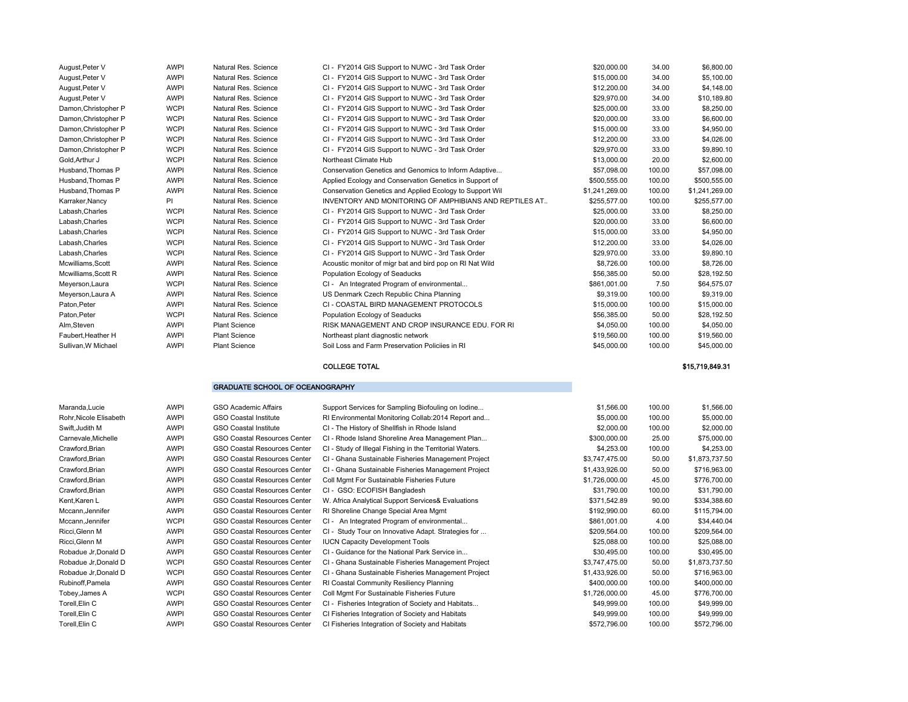| | | | | | | |
|---|---|---|---|---|---|---|
| August,Peter V | AWPI | Natural Res. Science | CI - FY2014 GIS Support to NUWC - 3rd Task Order | $20,000.00 | 34.00 | $6,800.00 |
| August,Peter V | AWPI | Natural Res. Science | CI - FY2014 GIS Support to NUWC - 3rd Task Order | $15,000.00 | 34.00 | $5,100.00 |
| August,Peter V | AWPI | Natural Res. Science | CI - FY2014 GIS Support to NUWC - 3rd Task Order | $12,200.00 | 34.00 | $4,148.00 |
| August,Peter V | AWPI | Natural Res. Science | CI - FY2014 GIS Support to NUWC - 3rd Task Order | $29,970.00 | 34.00 | $10,189.80 |
| Damon,Christopher P | WCPI | Natural Res. Science | CI - FY2014 GIS Support to NUWC - 3rd Task Order | $25,000.00 | 33.00 | $8,250.00 |
| Damon,Christopher P | WCPI | Natural Res. Science | CI - FY2014 GIS Support to NUWC - 3rd Task Order | $20,000.00 | 33.00 | $6,600.00 |
| Damon,Christopher P | WCPI | Natural Res. Science | CI - FY2014 GIS Support to NUWC - 3rd Task Order | $15,000.00 | 33.00 | $4,950.00 |
| Damon,Christopher P | WCPI | Natural Res. Science | CI - FY2014 GIS Support to NUWC - 3rd Task Order | $12,200.00 | 33.00 | $4,026.00 |
| Damon,Christopher P | WCPI | Natural Res. Science | CI - FY2014 GIS Support to NUWC - 3rd Task Order | $29,970.00 | 33.00 | $9,890.10 |
| Gold,Arthur J | WCPI | Natural Res. Science | Northeast Climate Hub | $13,000.00 | 20.00 | $2,600.00 |
| Husband,Thomas P | AWPI | Natural Res. Science | Conservation Genetics and Genomics to Inform Adaptive... | $57,098.00 | 100.00 | $57,098.00 |
| Husband,Thomas P | AWPI | Natural Res. Science | Applied Ecology and Conservation Genetics in Support of | $500,555.00 | 100.00 | $500,555.00 |
| Husband,Thomas P | AWPI | Natural Res. Science | Conservation Genetics and Applied Ecology to Support Wil | $1,241,269.00 | 100.00 | $1,241,269.00 |
| Karraker,Nancy | PI | Natural Res. Science | INVENTORY AND MONITORING OF AMPHIBIANS AND REPTILES AT.. | $255,577.00 | 100.00 | $255,577.00 |
| Labash,Charles | WCPI | Natural Res. Science | CI - FY2014 GIS Support to NUWC - 3rd Task Order | $25,000.00 | 33.00 | $8,250.00 |
| Labash,Charles | WCPI | Natural Res. Science | CI - FY2014 GIS Support to NUWC - 3rd Task Order | $20,000.00 | 33.00 | $6,600.00 |
| Labash,Charles | WCPI | Natural Res. Science | CI - FY2014 GIS Support to NUWC - 3rd Task Order | $15,000.00 | 33.00 | $4,950.00 |
| Labash,Charles | WCPI | Natural Res. Science | CI - FY2014 GIS Support to NUWC - 3rd Task Order | $12,200.00 | 33.00 | $4,026.00 |
| Labash,Charles | WCPI | Natural Res. Science | CI - FY2014 GIS Support to NUWC - 3rd Task Order | $29,970.00 | 33.00 | $9,890.10 |
| Mcwilliams,Scott | AWPI | Natural Res. Science | Acoustic monitor of migr bat and bird pop on RI Nat Wild | $8,726.00 | 100.00 | $8,726.00 |
| Mcwilliams,Scott R | AWPI | Natural Res. Science | Population Ecology of Seaducks | $56,385.00 | 50.00 | $28,192.50 |
| Meyerson,Laura | WCPI | Natural Res. Science | CI - An Integrated Program of environmental... | $861,001.00 | 7.50 | $64,575.07 |
| Meyerson,Laura A | AWPI | Natural Res. Science | US Denmark Czech Republic China Planning | $9,319.00 | 100.00 | $9,319.00 |
| Paton,Peter | AWPI | Natural Res. Science | CI - COASTAL BIRD MANAGEMENT PROTOCOLS | $15,000.00 | 100.00 | $15,000.00 |
| Paton,Peter | WCPI | Natural Res. Science | Population Ecology of Seaducks | $56,385.00 | 50.00 | $28,192.50 |
| Alm,Steven | AWPI | Plant Science | RISK MANAGEMENT AND CROP INSURANCE EDU. FOR RI | $4,050.00 | 100.00 | $4,050.00 |
| Faubert,Heather H | AWPI | Plant Science | Northeast plant diagnostic network | $19,560.00 | 100.00 | $19,560.00 |
| Sullivan,W Michael | AWPI | Plant Science | Soil Loss and Farm Preservation Policiies in RI | $45,000.00 | 100.00 | $45,000.00 |
| | | | **COLLEGE TOTAL** | | | **$15,719,849.31** |

## GRADUATE SCHOOL OF OCEANOGRAPHY

| | | | | | | |
|---|---|---|---|---|---|---|
| Maranda,Lucie | AWPI | GSO Academic Affairs | Support Services for Sampling Biofouling on Iodine... | $1,566.00 | 100.00 | $1,566.00 |
| Rohr,Nicole Elisabeth | AWPI | GSO Coastal Institute | RI Environmental Monitoring Collab:2014 Report and... | $5,000.00 | 100.00 | $5,000.00 |
| Swift,Judith M | AWPI | GSO Coastal Institute | CI - The History of Shellfish in Rhode Island | $2,000.00 | 100.00 | $2,000.00 |
| Carnevale,Michelle | AWPI | GSO Coastal Resources Center | CI - Rhode Island Shoreline Area Management Plan... | $300,000.00 | 25.00 | $75,000.00 |
| Crawford,Brian | AWPI | GSO Coastal Resources Center | CI - Study of Illegal Fishing in the Territorial Waters. | $4,253.00 | 100.00 | $4,253.00 |
| Crawford,Brian | AWPI | GSO Coastal Resources Center | CI - Ghana Sustainable Fisheries Management Project | $3,747,475.00 | 50.00 | $1,873,737.50 |
| Crawford,Brian | AWPI | GSO Coastal Resources Center | CI - Ghana Sustainable Fisheries Management Project | $1,433,926.00 | 50.00 | $716,963.00 |
| Crawford,Brian | AWPI | GSO Coastal Resources Center | Coll Mgmt For Sustainable Fisheries Future | $1,726,000.00 | 45.00 | $776,700.00 |
| Crawford,Brian | AWPI | GSO Coastal Resources Center | CI - GSO: ECOFISH Bangladesh | $31,790.00 | 100.00 | $31,790.00 |
| Kent,Karen L | AWPI | GSO Coastal Resources Center | W. Africa Analytical Support Services& Evaluations | $371,542.89 | 90.00 | $334,388.60 |
| Mccann,Jennifer | AWPI | GSO Coastal Resources Center | RI Shoreline Change Special Area Mgmt | $192,990.00 | 60.00 | $115,794.00 |
| Mccann,Jennifer | WCPI | GSO Coastal Resources Center | CI - An Integrated Program of environmental... | $861,001.00 | 4.00 | $34,440.04 |
| Ricci,Glenn M | AWPI | GSO Coastal Resources Center | CI - Study Tour on Innovative Adapt. Strategies for ... | $209,564.00 | 100.00 | $209,564.00 |
| Ricci,Glenn M | AWPI | GSO Coastal Resources Center | IUCN Capacity Development Tools | $25,088.00 | 100.00 | $25,088.00 |
| Robadue Jr,Donald D | AWPI | GSO Coastal Resources Center | CI - Guidance for the National Park Service in... | $30,495.00 | 100.00 | $30,495.00 |
| Robadue Jr,Donald D | WCPI | GSO Coastal Resources Center | CI - Ghana Sustainable Fisheries Management Project | $3,747,475.00 | 50.00 | $1,873,737.50 |
| Robadue Jr,Donald D | WCPI | GSO Coastal Resources Center | CI - Ghana Sustainable Fisheries Management Project | $1,433,926.00 | 50.00 | $716,963.00 |
| Rubinoff,Pamela | AWPI | GSO Coastal Resources Center | RI Coastal Community Resiliency Planning | $400,000.00 | 100.00 | $400,000.00 |
| Tobey,James A | WCPI | GSO Coastal Resources Center | Coll Mgmt For Sustainable Fisheries Future | $1,726,000.00 | 45.00 | $776,700.00 |
| Torell,Elin C | AWPI | GSO Coastal Resources Center | CI - Fisheries Integration of Society and Habitats... | $49,999.00 | 100.00 | $49,999.00 |
| Torell,Elin C | AWPI | GSO Coastal Resources Center | CI Fisheries Integration of Society and Habitats | $49,999.00 | 100.00 | $49,999.00 |
| Torell,Elin C | AWPI | GSO Coastal Resources Center | CI Fisheries Integration of Society and Habitats | $572,796.00 | 100.00 | $572,796.00 |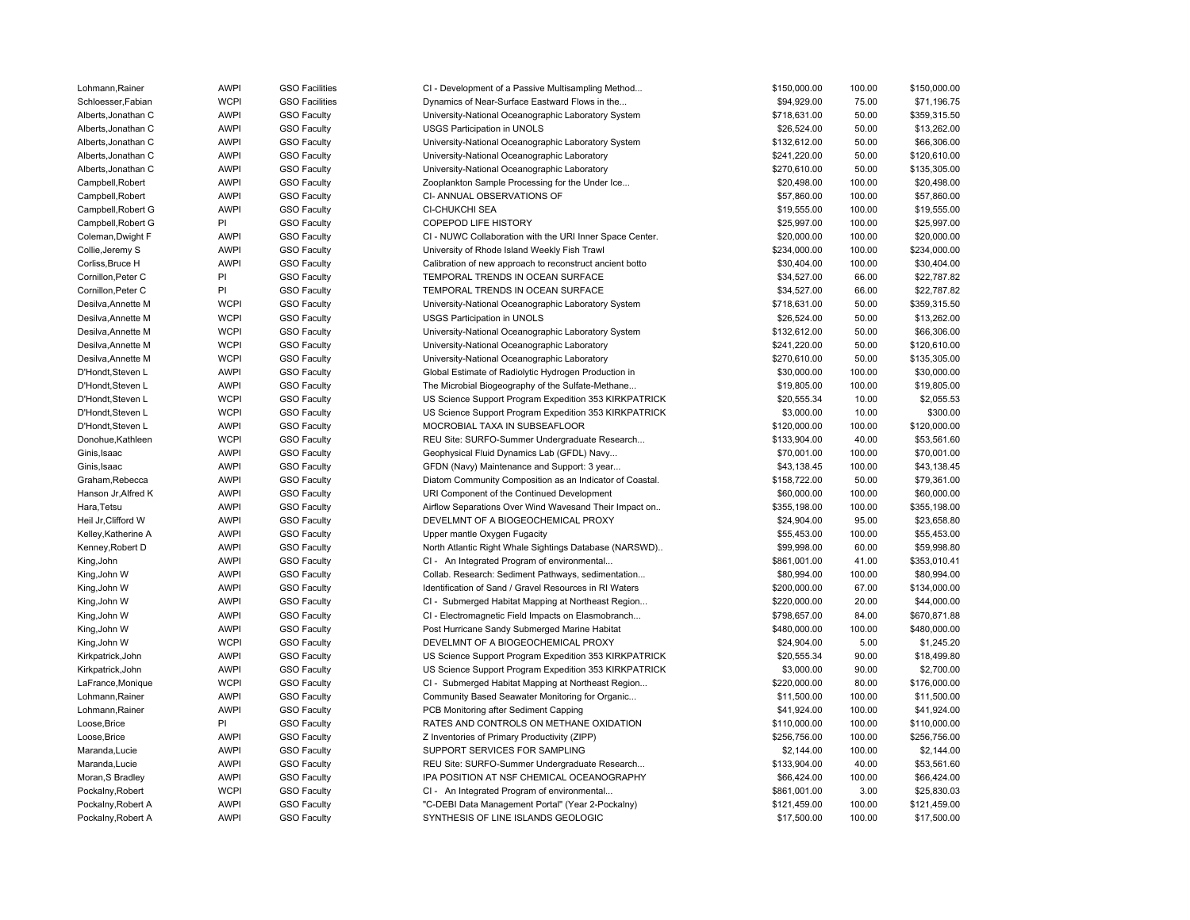| | | | | | | |
|---|---|---|---|---|---|---|
| Lohmann,Rainer | AWPI | GSO Facilities | CI - Development of a Passive Multisampling Method... | $150,000.00 | 100.00 | $150,000.00 |
| Schloesser,Fabian | WCPI | GSO Facilities | Dynamics of Near-Surface Eastward Flows in the... | $94,929.00 | 75.00 | $71,196.75 |
| Alberts,Jonathan C | AWPI | GSO Faculty | University-National Oceanographic Laboratory System | $718,631.00 | 50.00 | $359,315.50 |
| Alberts,Jonathan C | AWPI | GSO Faculty | USGS Participation in UNOLS | $26,524.00 | 50.00 | $13,262.00 |
| Alberts,Jonathan C | AWPI | GSO Faculty | University-National Oceanographic Laboratory System | $132,612.00 | 50.00 | $66,306.00 |
| Alberts,Jonathan C | AWPI | GSO Faculty | University-National Oceanographic Laboratory | $241,220.00 | 50.00 | $120,610.00 |
| Alberts,Jonathan C | AWPI | GSO Faculty | University-National Oceanographic Laboratory | $270,610.00 | 50.00 | $135,305.00 |
| Campbell,Robert | AWPI | GSO Faculty | Zooplankton Sample Processing for the Under Ice... | $20,498.00 | 100.00 | $20,498.00 |
| Campbell,Robert | AWPI | GSO Faculty | CI- ANNUAL OBSERVATIONS OF | $57,860.00 | 100.00 | $57,860.00 |
| Campbell,Robert G | AWPI | GSO Faculty | CI-CHUKCHI SEA | $19,555.00 | 100.00 | $19,555.00 |
| Campbell,Robert G | PI | GSO Faculty | COPEPOD LIFE HISTORY | $25,997.00 | 100.00 | $25,997.00 |
| Coleman,Dwight F | AWPI | GSO Faculty | CI - NUWC Collaboration with the URI Inner Space Center. | $20,000.00 | 100.00 | $20,000.00 |
| Collie,Jeremy S | AWPI | GSO Faculty | University of Rhode Island Weekly Fish Trawl | $234,000.00 | 100.00 | $234,000.00 |
| Corliss,Bruce H | AWPI | GSO Faculty | Calibration of new approach to reconstruct ancient botto | $30,404.00 | 100.00 | $30,404.00 |
| Cornillon,Peter C | PI | GSO Faculty | TEMPORAL TRENDS IN OCEAN SURFACE | $34,527.00 | 66.00 | $22,787.82 |
| Cornillon,Peter C | PI | GSO Faculty | TEMPORAL TRENDS IN OCEAN SURFACE | $34,527.00 | 66.00 | $22,787.82 |
| Desilva,Annette M | WCPI | GSO Faculty | University-National Oceanographic Laboratory System | $718,631.00 | 50.00 | $359,315.50 |
| Desilva,Annette M | WCPI | GSO Faculty | USGS Participation in UNOLS | $26,524.00 | 50.00 | $13,262.00 |
| Desilva,Annette M | WCPI | GSO Faculty | University-National Oceanographic Laboratory System | $132,612.00 | 50.00 | $66,306.00 |
| Desilva,Annette M | WCPI | GSO Faculty | University-National Oceanographic Laboratory | $241,220.00 | 50.00 | $120,610.00 |
| Desilva,Annette M | WCPI | GSO Faculty | University-National Oceanographic Laboratory | $270,610.00 | 50.00 | $135,305.00 |
| D'Hondt,Steven L | AWPI | GSO Faculty | Global Estimate of Radiolytic Hydrogen Production in | $30,000.00 | 100.00 | $30,000.00 |
| D'Hondt,Steven L | AWPI | GSO Faculty | The Microbial Biogeography of the Sulfate-Methane... | $19,805.00 | 100.00 | $19,805.00 |
| D'Hondt,Steven L | WCPI | GSO Faculty | US Science Support Program Expedition 353 KIRKPATRICK | $20,555.34 | 10.00 | $2,055.53 |
| D'Hondt,Steven L | WCPI | GSO Faculty | US Science Support Program Expedition 353 KIRKPATRICK | $3,000.00 | 10.00 | $300.00 |
| D'Hondt,Steven L | AWPI | GSO Faculty | MOCROBIAL TAXA IN SUBSEAFLOOR | $120,000.00 | 100.00 | $120,000.00 |
| Donohue,Kathleen | WCPI | GSO Faculty | REU Site: SURFO-Summer Undergraduate Research... | $133,904.00 | 40.00 | $53,561.60 |
| Ginis,Isaac | AWPI | GSO Faculty | Geophysical Fluid Dynamics Lab (GFDL) Navy... | $70,001.00 | 100.00 | $70,001.00 |
| Ginis,Isaac | AWPI | GSO Faculty | GFDN (Navy) Maintenance and Support: 3 year... | $43,138.45 | 100.00 | $43,138.45 |
| Graham,Rebecca | AWPI | GSO Faculty | Diatom Community Composition as an Indicator of Coastal. | $158,722.00 | 50.00 | $79,361.00 |
| Hanson Jr,Alfred K | AWPI | GSO Faculty | URI Component of the Continued Development | $60,000.00 | 100.00 | $60,000.00 |
| Hara,Tetsu | AWPI | GSO Faculty | Airflow Separations Over Wind Wavesand Their Impact on.. | $355,198.00 | 100.00 | $355,198.00 |
| Heil Jr,Clifford W | AWPI | GSO Faculty | DEVELMNT OF A BIOGEOCHEMICAL PROXY | $24,904.00 | 95.00 | $23,658.80 |
| Kelley,Katherine A | AWPI | GSO Faculty | Upper mantle Oxygen Fugacity | $55,453.00 | 100.00 | $55,453.00 |
| Kenney,Robert D | AWPI | GSO Faculty | North Atlantic Right Whale Sightings Database (NARSWD).. | $99,998.00 | 60.00 | $59,998.80 |
| King,John | AWPI | GSO Faculty | CI - An Integrated Program of environmental... | $861,001.00 | 41.00 | $353,010.41 |
| King,John W | AWPI | GSO Faculty | Collab. Research: Sediment Pathways, sedimentation... | $80,994.00 | 100.00 | $80,994.00 |
| King,John W | AWPI | GSO Faculty | Identification of Sand / Gravel Resources in RI Waters | $200,000.00 | 67.00 | $134,000.00 |
| King,John W | AWPI | GSO Faculty | CI - Submerged Habitat Mapping at Northeast Region... | $220,000.00 | 20.00 | $44,000.00 |
| King,John W | AWPI | GSO Faculty | CI - Electromagnetic Field Impacts on Elasmobranch... | $798,657.00 | 84.00 | $670,871.88 |
| King,John W | AWPI | GSO Faculty | Post Hurricane Sandy Submerged Marine Habitat | $480,000.00 | 100.00 | $480,000.00 |
| King,John W | WCPI | GSO Faculty | DEVELMNT OF A BIOGEOCHEMICAL PROXY | $24,904.00 | 5.00 | $1,245.20 |
| Kirkpatrick,John | AWPI | GSO Faculty | US Science Support Program Expedition 353 KIRKPATRICK | $20,555.34 | 90.00 | $18,499.80 |
| Kirkpatrick,John | AWPI | GSO Faculty | US Science Support Program Expedition 353 KIRKPATRICK | $3,000.00 | 90.00 | $2,700.00 |
| LaFrance,Monique | WCPI | GSO Faculty | CI - Submerged Habitat Mapping at Northeast Region... | $220,000.00 | 80.00 | $176,000.00 |
| Lohmann,Rainer | AWPI | GSO Faculty | Community Based Seawater Monitoring for Organic... | $11,500.00 | 100.00 | $11,500.00 |
| Lohmann,Rainer | AWPI | GSO Faculty | PCB Monitoring after Sediment Capping | $41,924.00 | 100.00 | $41,924.00 |
| Loose,Brice | PI | GSO Faculty | RATES AND CONTROLS ON METHANE OXIDATION | $110,000.00 | 100.00 | $110,000.00 |
| Loose,Brice | AWPI | GSO Faculty | Z Inventories of Primary Productivity (ZIPP) | $256,756.00 | 100.00 | $256,756.00 |
| Maranda,Lucie | AWPI | GSO Faculty | SUPPORT SERVICES FOR SAMPLING | $2,144.00 | 100.00 | $2,144.00 |
| Maranda,Lucie | AWPI | GSO Faculty | REU Site: SURFO-Summer Undergraduate Research... | $133,904.00 | 40.00 | $53,561.60 |
| Moran,S Bradley | AWPI | GSO Faculty | IPA POSITION AT NSF CHEMICAL OCEANOGRAPHY | $66,424.00 | 100.00 | $66,424.00 |
| Pockalny,Robert | WCPI | GSO Faculty | CI - An Integrated Program of environmental... | $861,001.00 | 3.00 | $25,830.03 |
| Pockalny,Robert A | AWPI | GSO Faculty | "C-DEBI Data Management Portal" (Year 2-Pockalny) | $121,459.00 | 100.00 | $121,459.00 |
| Pockalny,Robert A | AWPI | GSO Faculty | SYNTHESIS OF LINE ISLANDS GEOLOGIC | $17,500.00 | 100.00 | $17,500.00 |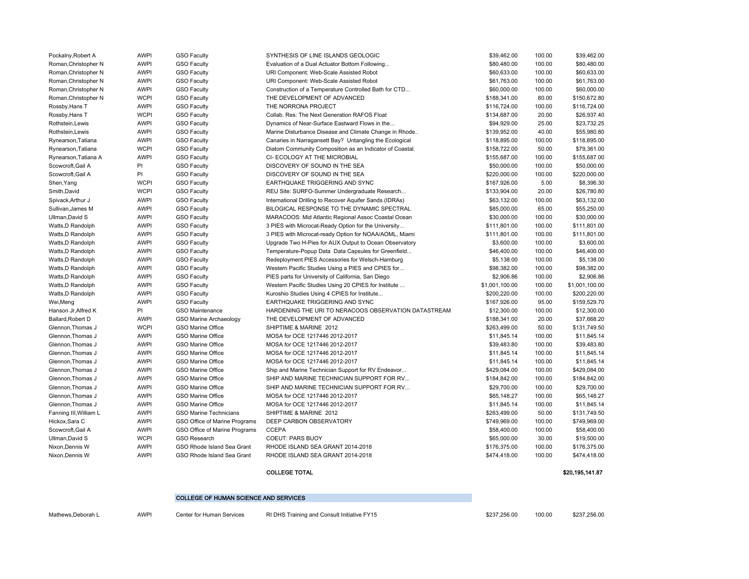| | | | | | | |
|---|---|---|---|---|---|---|
| Pockalny,Robert A | AWPI | GSO Faculty | SYNTHESIS OF LINE ISLANDS GEOLOGIC | $39,462.00 | 100.00 | $39,462.00 |
| Roman,Christopher N | AWPI | GSO Faculty | Evaluation of a Dual Actuator Bottom Following... | $80,480.00 | 100.00 | $80,480.00 |
| Roman,Christopher N | AWPI | GSO Faculty | URI Component: Web-Scale Assisted Robot | $60,633.00 | 100.00 | $60,633.00 |
| Roman,Christopher N | AWPI | GSO Faculty | URI Component: Web-Scale Assisted Robot | $61,763.00 | 100.00 | $61,763.00 |
| Roman,Christopher N | AWPI | GSO Faculty | Construction of a Temperature Controlled Bath for CTD... | $60,000.00 | 100.00 | $60,000.00 |
| Roman,Christopher N | WCPI | GSO Faculty | THE DEVELOPMENT OF ADVANCED | $188,341.00 | 80.00 | $150,672.80 |
| Rossby,Hans T | AWPI | GSO Faculty | THE NORRONA PROJECT | $116,724.00 | 100.00 | $116,724.00 |
| Rossby,Hans T | WCPI | GSO Faculty | Collab. Res: The Next Generation RAFOS Float | $134,687.00 | 20.00 | $26,937.40 |
| Rothstein,Lewis | AWPI | GSO Faculty | Dynamics of Near-Surface Eastward Flows in the... | $94,929.00 | 25.00 | $23,732.25 |
| Rothstein,Lewis | AWPI | GSO Faculty | Marine Disturbance Disease and Climate Change in Rhode.. | $139,952.00 | 40.00 | $55,980.80 |
| Rynearson,Tatiana | AWPI | GSO Faculty | Canaries in Narragansett Bay? Untangling the Ecological | $118,895.00 | 100.00 | $118,895.00 |
| Rynearson,Tatiana | WCPI | GSO Faculty | Diatom Community Composition as an Indicator of Coastal. | $158,722.00 | 50.00 | $79,361.00 |
| Rynearson,Tatiana A | AWPI | GSO Faculty | CI- ECOLOGY AT THE MICROBIAL | $155,687.00 | 100.00 | $155,687.00 |
| Scowcroft,Gail A | PI | GSO Faculty | DISCOVERY OF SOUND IN THE SEA | $50,000.00 | 100.00 | $50,000.00 |
| Scowcroft,Gail A | PI | GSO Faculty | DISCOVERY OF SOUND IN THE SEA | $220,000.00 | 100.00 | $220,000.00 |
| Shen,Yang | WCPI | GSO Faculty | EARTHQUAKE TRIGGERING AND SYNC | $167,926.00 | 5.00 | $8,396.30 |
| Smith,David | WCPI | GSO Faculty | REU Site: SURFO-Summer Undergraduate Research... | $133,904.00 | 20.00 | $26,780.80 |
| Spivack,Arthur J | AWPI | GSO Faculty | International Drilling to Recover Aquifer Sands (IDRAs) | $63,132.00 | 100.00 | $63,132.00 |
| Sullivan,James M | AWPI | GSO Faculty | BILOGICAL RESPONSE TO THE DYNAMIC SPECTRAL | $85,000.00 | 65.00 | $55,250.00 |
| Ullman,David S | AWPI | GSO Faculty | MARACOOS: Mid Atlantic Regional Assoc Coastal Ocean | $30,000.00 | 100.00 | $30,000.00 |
| Watts,D Randolph | AWPI | GSO Faculty | 3 PIES with Microcat-Ready Option for the University... | $111,801.00 | 100.00 | $111,801.00 |
| Watts,D Randolph | AWPI | GSO Faculty | 3 PIES with Microcat-ready Option for NOAA/AOML, Miami | $111,801.00 | 100.00 | $111,801.00 |
| Watts,D Randolph | AWPI | GSO Faculty | Upgrade Two H-Pies for AUX Output to Ocean Observatory | $3,600.00 | 100.00 | $3,600.00 |
| Watts,D Randolph | AWPI | GSO Faculty | Temperature-Popup Data Data Capsules for Greenfield... | $46,400.00 | 100.00 | $46,400.00 |
| Watts,D Randolph | AWPI | GSO Faculty | Redeployment PIES Accessories for Welsch-Hamburg | $5,138.00 | 100.00 | $5,138.00 |
| Watts,D Randolph | AWPI | GSO Faculty | Western Pacific Studies Using a PIES and CPIES for... | $98,382.00 | 100.00 | $98,382.00 |
| Watts,D Randolph | AWPI | GSO Faculty | PIES parts for University of California, San Diego | $2,906.86 | 100.00 | $2,906.86 |
| Watts,D Randolph | AWPI | GSO Faculty | Western Pacific Studies Using 20 CPIES for Institute ... | $1,001,100.00 | 100.00 | $1,001,100.00 |
| Watts,D Randolph | AWPI | GSO Faculty | Kuroshio Studies Using 4 CPIES for Institute... | $200,220.00 | 100.00 | $200,220.00 |
| Wei,Meng | AWPI | GSO Faculty | EARTHQUAKE TRIGGERING AND SYNC | $167,926.00 | 95.00 | $159,529.70 |
| Hanson Jr,Alfred K | PI | GSO Maintenance | HARDENING THE URI TO NERACOOS OBSERVATION DATASTREAM | $12,300.00 | 100.00 | $12,300.00 |
| Ballard,Robert D | AWPI | GSO Marine Archaeology | THE DEVELOPMENT OF ADVANCED | $188,341.00 | 20.00 | $37,668.20 |
| Glennon,Thomas J | WCPI | GSO Marine Office | SHIPTIME & MARINE 2012 | $263,499.00 | 50.00 | $131,749.50 |
| Glennon,Thomas J | AWPI | GSO Marine Office | MOSA for OCE 1217446 2012-2017 | $11,845.14 | 100.00 | $11,845.14 |
| Glennon,Thomas J | AWPI | GSO Marine Office | MOSA for OCE 1217446 2012-2017 | $39,483.80 | 100.00 | $39,483.80 |
| Glennon,Thomas J | AWPI | GSO Marine Office | MOSA for OCE 1217446 2012-2017 | $11,845.14 | 100.00 | $11,845.14 |
| Glennon,Thomas J | AWPI | GSO Marine Office | MOSA for OCE 1217446 2012-2017 | $11,845.14 | 100.00 | $11,845.14 |
| Glennon,Thomas J | AWPI | GSO Marine Office | Ship and Marine Technician Support for RV Endeavor... | $429,084.00 | 100.00 | $429,084.00 |
| Glennon,Thomas J | AWPI | GSO Marine Office | SHIP AND MARINE TECHNICIAN SUPPORT FOR RV... | $184,842.00 | 100.00 | $184,842.00 |
| Glennon,Thomas J | AWPI | GSO Marine Office | SHIP AND MARINE TECHNICIAN SUPPORT FOR RV... | $29,700.00 | 100.00 | $29,700.00 |
| Glennon,Thomas J | AWPI | GSO Marine Office | MOSA for OCE 1217446 2012-2017 | $65,148.27 | 100.00 | $65,148.27 |
| Glennon,Thomas J | AWPI | GSO Marine Office | MOSA for OCE 1217446 2012-2017 | $11,845.14 | 100.00 | $11,845.14 |
| Fanning III,William L | AWPI | GSO Marine Technicians | SHIPTIME & MARINE 2012 | $263,499.00 | 50.00 | $131,749.50 |
| Hickox,Sara C | AWPI | GSO Office of Marine Programs | DEEP CARBON OBSERVATORY | $749,969.00 | 100.00 | $749,969.00 |
| Scowcroft,Gail A | AWPI | GSO Office of Marine Programs | CCEPA | $58,400.00 | 100.00 | $58,400.00 |
| Ullman,David S | WCPI | GSO Research | COEUT: PARS BUOY | $65,000.00 | 30.00 | $19,500.00 |
| Nixon,Dennis W | AWPI | GSO Rhode Island Sea Grant | RHODE ISLAND SEA GRANT 2014-2018 | $176,375.00 | 100.00 | $176,375.00 |
| Nixon,Dennis W | AWPI | GSO Rhode Island Sea Grant | RHODE ISLAND SEA GRANT 2014-2018 | $474,418.00 | 100.00 | $474,418.00 |
| | | | **COLLEGE TOTAL** | | | **$20,195,141.87** |

**COLLEGE OF HUMAN SCIENCE AND SERVICES**

| | | | | | | |
|---|---|---|---|---|---|---|
| Mathews,Deborah L | AWPI | Center for Human Services | RI DHS Training and Consult Initiative FY15 | $237,256.00 | 100.00 | $237,256.00 |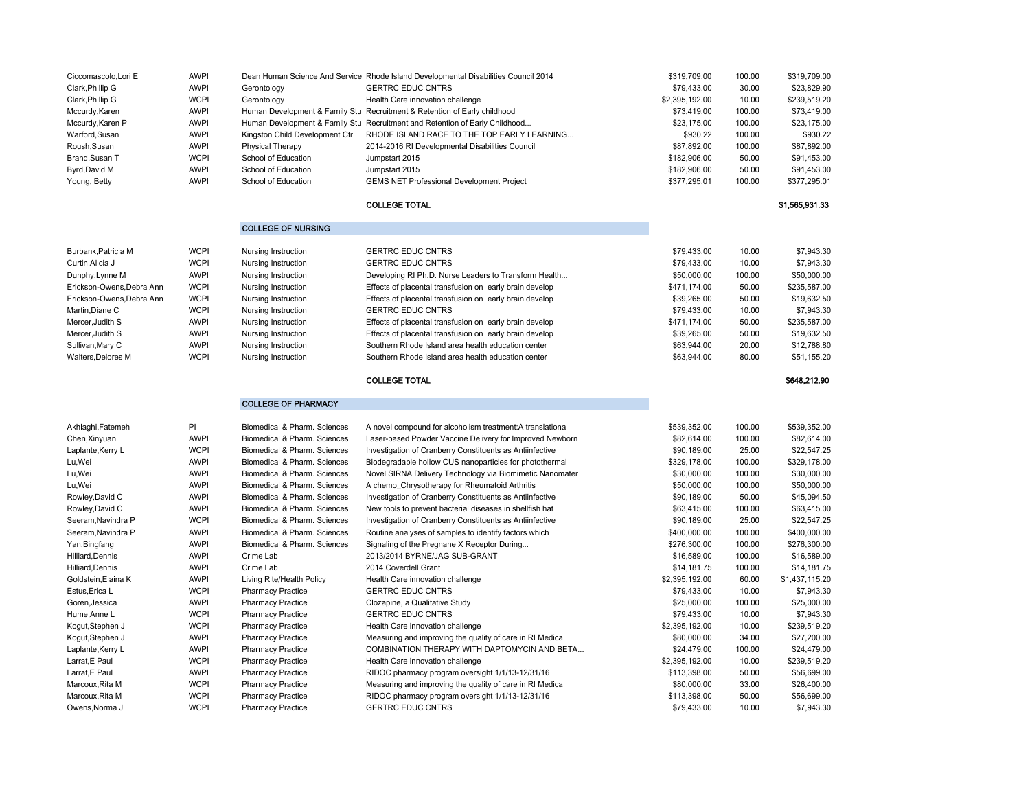| | | | | | | |
|---|---|---|---|---|---|---|
| Ciccomascolo,Lori E | AWPI | Dean Human Science And Service | Rhode Island Developmental Disabilities Council 2014 | $319,709.00 | 100.00 | $319,709.00 |
| Clark,Phillip G | AWPI | Gerontology | GERTRC EDUC CNTRS | $79,433.00 | 30.00 | $23,829.90 |
| Clark,Phillip G | WCPI | Gerontology | Health Care innovation challenge | $2,395,192.00 | 10.00 | $239,519.20 |
| Mccurdy,Karen | AWPI | Human Development & Family Stu | Recruitment & Retention of Early childhood | $73,419.00 | 100.00 | $73,419.00 |
| Mccurdy,Karen P | AWPI | Human Development & Family Stu | Recruitment and Retention of Early Childhood... | $23,175.00 | 100.00 | $23,175.00 |
| Warford,Susan | AWPI | Kingston Child Development Ctr | RHODE ISLAND RACE TO THE TOP EARLY LEARNING... | $930.22 | 100.00 | $930.22 |
| Roush,Susan | AWPI | Physical Therapy | 2014-2016 RI Developmental Disabilities Council | $87,892.00 | 100.00 | $87,892.00 |
| Brand,Susan T | WCPI | School of Education | Jumpstart 2015 | $182,906.00 | 50.00 | $91,453.00 |
| Byrd,David M | AWPI | School of Education | Jumpstart 2015 | $182,906.00 | 50.00 | $91,453.00 |
| Young, Betty | AWPI | School of Education | GEMS NET Professional Development Project | $377,295.01 | 100.00 | $377,295.01 |
| | | | **COLLEGE TOTAL** | | | **$1,565,931.33** |

**COLLEGE OF NURSING**

| | | | | | | |
|---|---|---|---|---|---|---|
| Burbank,Patricia M | WCPI | Nursing Instruction | GERTRC EDUC CNTRS | $79,433.00 | 10.00 | $7,943.30 |
| Curtin,Alicia J | WCPI | Nursing Instruction | GERTRC EDUC CNTRS | $79,433.00 | 10.00 | $7,943.30 |
| Dunphy,Lynne M | AWPI | Nursing Instruction | Developing RI Ph.D. Nurse Leaders to Transform Health... | $50,000.00 | 100.00 | $50,000.00 |
| Erickson-Owens,Debra Ann | WCPI | Nursing Instruction | Effects of placental transfusion on early brain develop | $471,174.00 | 50.00 | $235,587.00 |
| Erickson-Owens,Debra Ann | WCPI | Nursing Instruction | Effects of placental transfusion on early brain develop | $39,265.00 | 50.00 | $19,632.50 |
| Martin,Diane C | WCPI | Nursing Instruction | GERTRC EDUC CNTRS | $79,433.00 | 10.00 | $7,943.30 |
| Mercer,Judith S | AWPI | Nursing Instruction | Effects of placental transfusion on early brain develop | $471,174.00 | 50.00 | $235,587.00 |
| Mercer,Judith S | AWPI | Nursing Instruction | Effects of placental transfusion on early brain develop | $39,265.00 | 50.00 | $19,632.50 |
| Sullivan,Mary C | AWPI | Nursing Instruction | Southern Rhode Island area health education center | $63,944.00 | 20.00 | $12,788.80 |
| Walters,Delores M | WCPI | Nursing Instruction | Southern Rhode Island area health education center | $63,944.00 | 80.00 | $51,155.20 |
| | | | **COLLEGE TOTAL** | | | **$648,212.90** |

**COLLEGE OF PHARMACY**

| | | | | | | |
|---|---|---|---|---|---|---|
| Akhlaghi,Fatemeh | PI | Biomedical & Pharm. Sciences | A novel compound for alcoholism treatment:A translationa | $539,352.00 | 100.00 | $539,352.00 |
| Chen,Xinyuan | AWPI | Biomedical & Pharm. Sciences | Laser-based Powder Vaccine Delivery for Improved Newborn | $82,614.00 | 100.00 | $82,614.00 |
| Laplante,Kerry L | WCPI | Biomedical & Pharm. Sciences | Investigation of Cranberry Constituents as Antiinfective | $90,189.00 | 25.00 | $22,547.25 |
| Lu,Wei | AWPI | Biomedical & Pharm. Sciences | Biodegradable hollow CUS nanoparticles for photothermal | $329,178.00 | 100.00 | $329,178.00 |
| Lu,Wei | AWPI | Biomedical & Pharm. Sciences | Novel SIRNA Delivery Technology via Biomimetic Nanomater | $30,000.00 | 100.00 | $30,000.00 |
| Lu,Wei | AWPI | Biomedical & Pharm. Sciences | A chemo_Chrysotherapy for Rheumatoid Arthritis | $50,000.00 | 100.00 | $50,000.00 |
| Rowley,David C | AWPI | Biomedical & Pharm. Sciences | Investigation of Cranberry Constituents as Antiinfective | $90,189.00 | 50.00 | $45,094.50 |
| Rowley,David C | AWPI | Biomedical & Pharm. Sciences | New tools to prevent bacterial diseases in shellfish hat | $63,415.00 | 100.00 | $63,415.00 |
| Seeram,Navindra P | WCPI | Biomedical & Pharm. Sciences | Investigation of Cranberry Constituents as Antiinfective | $90,189.00 | 25.00 | $22,547.25 |
| Seeram,Navindra P | AWPI | Biomedical & Pharm. Sciences | Routine analyses of samples to identify factors which | $400,000.00 | 100.00 | $400,000.00 |
| Yan,Bingfang | AWPI | Biomedical & Pharm. Sciences | Signaling of the Pregnane X Receptor During... | $276,300.00 | 100.00 | $276,300.00 |
| Hilliard,Dennis | AWPI | Crime Lab | 2013/2014 BYRNE/JAG SUB-GRANT | $16,589.00 | 100.00 | $16,589.00 |
| Hilliard,Dennis | AWPI | Crime Lab | 2014 Coverdell Grant | $14,181.75 | 100.00 | $14,181.75 |
| Goldstein,Elaina K | AWPI | Living Rite/Health Policy | Health Care innovation challenge | $2,395,192.00 | 60.00 | $1,437,115.20 |
| Estus,Erica L | WCPI | Pharmacy Practice | GERTRC EDUC CNTRS | $79,433.00 | 10.00 | $7,943.30 |
| Goren,Jessica | AWPI | Pharmacy Practice | Clozapine, a Qualitative Study | $25,000.00 | 100.00 | $25,000.00 |
| Hume,Anne L | WCPI | Pharmacy Practice | GERTRC EDUC CNTRS | $79,433.00 | 10.00 | $7,943.30 |
| Kogut,Stephen J | WCPI | Pharmacy Practice | Health Care innovation challenge | $2,395,192.00 | 10.00 | $239,519.20 |
| Kogut,Stephen J | AWPI | Pharmacy Practice | Measuring and improving the quality of care in RI Medica | $80,000.00 | 34.00 | $27,200.00 |
| Laplante,Kerry L | AWPI | Pharmacy Practice | COMBINATION THERAPY WITH DAPTOMYCIN AND BETA... | $24,479.00 | 100.00 | $24,479.00 |
| Larrat,E Paul | WCPI | Pharmacy Practice | Health Care innovation challenge | $2,395,192.00 | 10.00 | $239,519.20 |
| Larrat,E Paul | AWPI | Pharmacy Practice | RIDOC pharmacy program oversight 1/1/13-12/31/16 | $113,398.00 | 50.00 | $56,699.00 |
| Marcoux,Rita M | WCPI | Pharmacy Practice | Measuring and improving the quality of care in RI Medica | $80,000.00 | 33.00 | $26,400.00 |
| Marcoux,Rita M | WCPI | Pharmacy Practice | RIDOC pharmacy program oversight 1/1/13-12/31/16 | $113,398.00 | 50.00 | $56,699.00 |
| Owens,Norma J | WCPI | Pharmacy Practice | GERTRC EDUC CNTRS | $79,433.00 | 10.00 | $7,943.30 |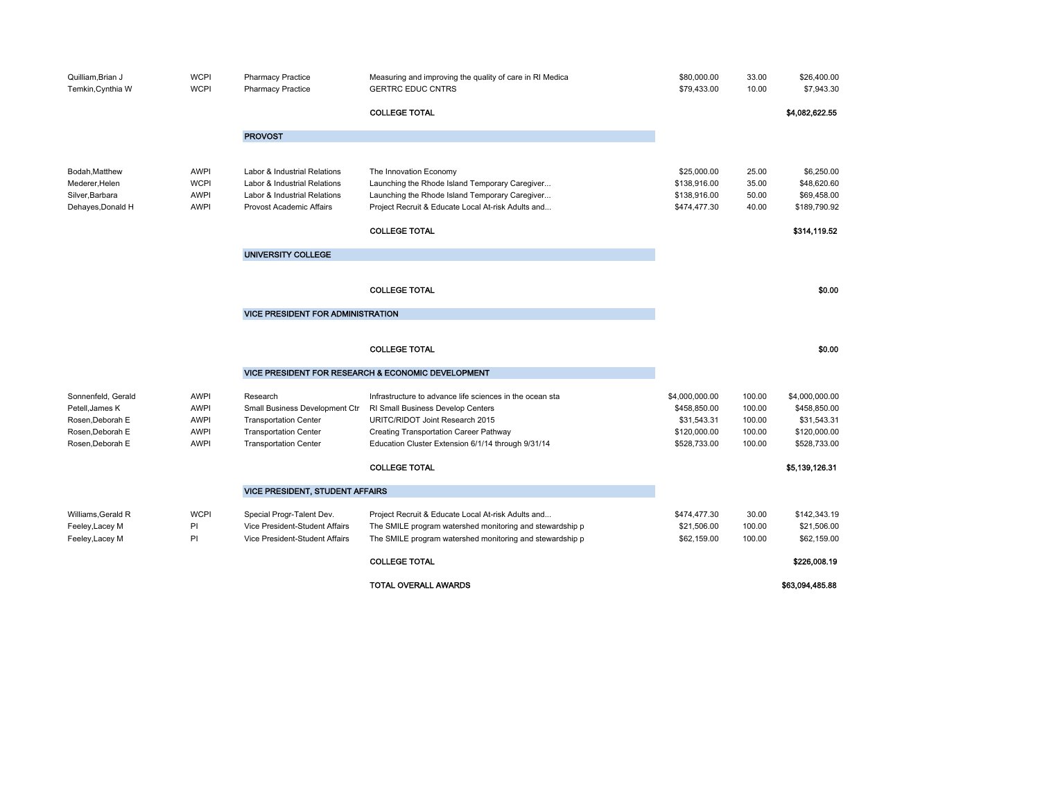| | | | | | | |
|---|---|---|---|---|---|---|
| Quilliam,Brian J | WCPI | Pharmacy Practice | Measuring and improving the quality of care in RI Medica | $80,000.00 | 33.00 | $26,400.00 |
| Temkin,Cynthia W | WCPI | Pharmacy Practice | GERTRC EDUC CNTRS | $79,433.00 | 10.00 | $7,943.30 |
| | | | **COLLEGE TOTAL** | | | **$4,082,622.55** |
| | | **PROVOST** | | | | |
| Bodah,Matthew | AWPI | Labor & Industrial Relations | The Innovation Economy | $25,000.00 | 25.00 | $6,250.00 |
| Mederer,Helen | WCPI | Labor & Industrial Relations | Launching the Rhode Island Temporary Caregiver... | $138,916.00 | 35.00 | $48,620.60 |
| Silver,Barbara | AWPI | Labor & Industrial Relations | Launching the Rhode Island Temporary Caregiver... | $138,916.00 | 50.00 | $69,458.00 |
| Dehayes,Donald H | AWPI | Provost Academic Affairs | Project Recruit & Educate Local At-risk Adults and... | $474,477.30 | 40.00 | $189,790.92 |
| | | | **COLLEGE TOTAL** | | | **$314,119.52** |
| | | **UNIVERSITY COLLEGE** | | | | |
| | | | **COLLEGE TOTAL** | | | **$0.00** |
| | | **VICE PRESIDENT FOR ADMINISTRATION** | | | | |
| | | | **COLLEGE TOTAL** | | | **$0.00** |
| | | **VICE PRESIDENT FOR RESEARCH & ECONOMIC DEVELOPMENT** | | | | |
| Sonnenfeld, Gerald | AWPI | Research | Infrastructure to advance life sciences in the ocean sta | $4,000,000.00 | 100.00 | $4,000,000.00 |
| Petell,James K | AWPI | Small Business Development Ctr | RI Small Business Develop Centers | $458,850.00 | 100.00 | $458,850.00 |
| Rosen,Deborah E | AWPI | Transportation Center | URITC/RIDOT Joint Research 2015 | $31,543.31 | 100.00 | $31,543.31 |
| Rosen,Deborah E | AWPI | Transportation Center | Creating Transportation Career Pathway | $120,000.00 | 100.00 | $120,000.00 |
| Rosen,Deborah E | AWPI | Transportation Center | Education Cluster Extension 6/1/14 through 9/31/14 | $528,733.00 | 100.00 | $528,733.00 |
| | | | **COLLEGE TOTAL** | | | **$5,139,126.31** |
| | | **VICE PRESIDENT, STUDENT AFFAIRS** | | | | |
| Williams,Gerald R | WCPI | Special Progr-Talent Dev. | Project Recruit & Educate Local At-risk Adults and... | $474,477.30 | 30.00 | $142,343.19 |
| Feeley,Lacey M | PI | Vice President-Student Affairs | The SMILE program watershed monitoring and stewardship p | $21,506.00 | 100.00 | $21,506.00 |
| Feeley,Lacey M | PI | Vice President-Student Affairs | The SMILE program watershed monitoring and stewardship p | $62,159.00 | 100.00 | $62,159.00 |
| | | | **COLLEGE TOTAL** | | | **$226,008.19** |
| | | | **TOTAL OVERALL AWARDS** | | | **$63,094,485.88** |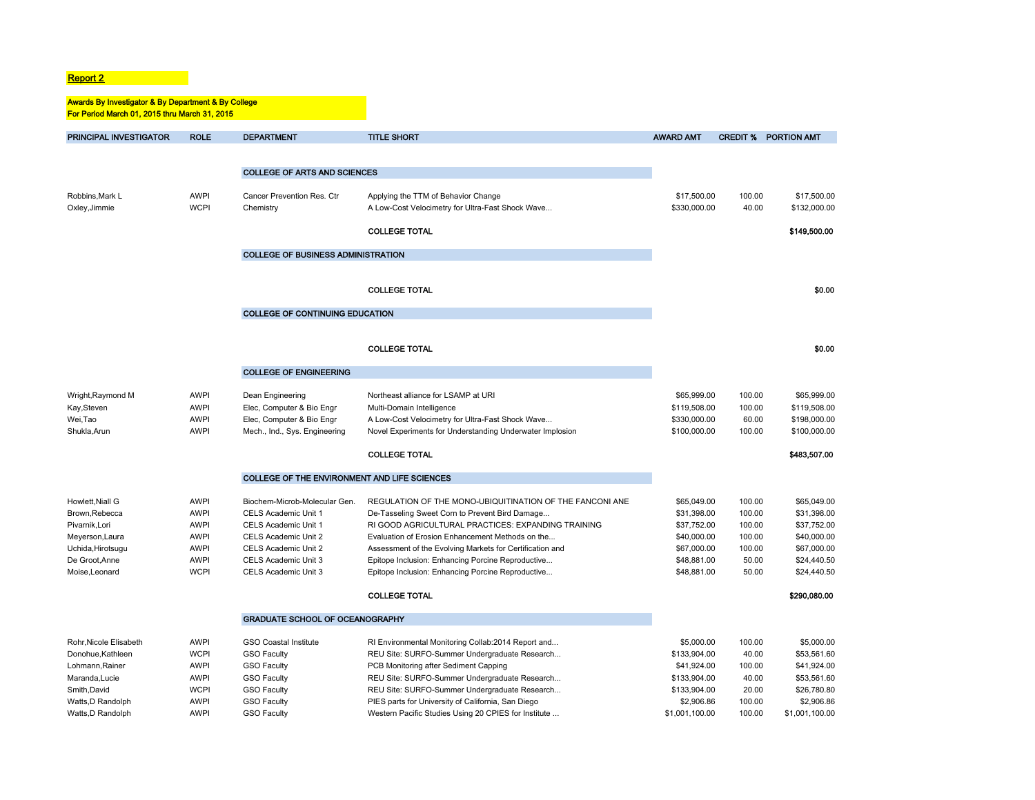**Report 2**

**Awards By Investigator & By Department & By College**
**For Period March 01, 2015 thru March 31, 2015**

| PRINCIPAL INVESTIGATOR | ROLE | DEPARTMENT | TITLE SHORT | AWARD AMT | CREDIT % | PORTION AMT |
|---|---|---|---|---|---|---|
| | | **COLLEGE OF ARTS AND SCIENCES** | | | | |
| Robbins,Mark L | AWPI | Cancer Prevention Res. Ctr | Applying the TTM of Behavior Change | $17,500.00 | 100.00 | $17,500.00 |
| Oxley,Jimmie | WCPI | Chemistry | A Low-Cost Velocimetry for Ultra-Fast Shock Wave... | $330,000.00 | 40.00 | $132,000.00 |
| | | | **COLLEGE TOTAL** | | | **$149,500.00** |
| | | **COLLEGE OF BUSINESS ADMINISTRATION** | | | | |
| | | | **COLLEGE TOTAL** | | | **$0.00** |
| | | **COLLEGE OF CONTINUING EDUCATION** | | | | |
| | | | **COLLEGE TOTAL** | | | **$0.00** |
| | | **COLLEGE OF ENGINEERING** | | | | |
| Wright,Raymond M | AWPI | Dean Engineering | Northeast alliance for LSAMP at URI | $65,999.00 | 100.00 | $65,999.00 |
| Kay,Steven | AWPI | Elec, Computer & Bio Engr | Multi-Domain Intelligence | $119,508.00 | 100.00 | $119,508.00 |
| Wei,Tao | AWPI | Elec, Computer & Bio Engr | A Low-Cost Velocimetry for Ultra-Fast Shock Wave... | $330,000.00 | 60.00 | $198,000.00 |
| Shukla,Arun | AWPI | Mech., Ind., Sys. Engineering | Novel Experiments for Understanding Underwater Implosion | $100,000.00 | 100.00 | $100,000.00 |
| | | | **COLLEGE TOTAL** | | | **$483,507.00** |
| | | **COLLEGE OF THE ENVIRONMENT AND LIFE SCIENCES** | | | | |
| Howlett,Niall G | AWPI | Biochem-Microb-Molecular Gen. | REGULATION OF THE MONO-UBIQUITINATION OF THE FANCONI ANE | $65,049.00 | 100.00 | $65,049.00 |
| Brown,Rebecca | AWPI | CELS Academic Unit 1 | De-Tasseling Sweet Corn to Prevent Bird Damage... | $31,398.00 | 100.00 | $31,398.00 |
| Pivarnik,Lori | AWPI | CELS Academic Unit 1 | RI GOOD AGRICULTURAL PRACTICES: EXPANDING TRAINING | $37,752.00 | 100.00 | $37,752.00 |
| Meyerson,Laura | AWPI | CELS Academic Unit 2 | Evaluation of Erosion Enhancement Methods on the... | $40,000.00 | 100.00 | $40,000.00 |
| Uchida,Hirotsugu | AWPI | CELS Academic Unit 2 | Assessment of the Evolving Markets for Certification and | $67,000.00 | 100.00 | $67,000.00 |
| De Groot,Anne | AWPI | CELS Academic Unit 3 | Epitope Inclusion: Enhancing Porcine Reproductive... | $48,881.00 | 50.00 | $24,440.50 |
| Moise,Leonard | WCPI | CELS Academic Unit 3 | Epitope Inclusion: Enhancing Porcine Reproductive... | $48,881.00 | 50.00 | $24,440.50 |
| | | | **COLLEGE TOTAL** | | | **$290,080.00** |
| | | **GRADUATE SCHOOL OF OCEANOGRAPHY** | | | | |
| Rohr,Nicole Elisabeth | AWPI | GSO Coastal Institute | RI Environmental Monitoring Collab:2014 Report and... | $5,000.00 | 100.00 | $5,000.00 |
| Donohue,Kathleen | WCPI | GSO Faculty | REU Site: SURFO-Summer Undergraduate Research... | $133,904.00 | 40.00 | $53,561.60 |
| Lohmann,Rainer | AWPI | GSO Faculty | PCB Monitoring after Sediment Capping | $41,924.00 | 100.00 | $41,924.00 |
| Maranda,Lucie | AWPI | GSO Faculty | REU Site: SURFO-Summer Undergraduate Research... | $133,904.00 | 40.00 | $53,561.60 |
| Smith,David | WCPI | GSO Faculty | REU Site: SURFO-Summer Undergraduate Research... | $133,904.00 | 20.00 | $26,780.80 |
| Watts,D Randolph | AWPI | GSO Faculty | PIES parts for University of California, San Diego | $2,906.86 | 100.00 | $2,906.86 |
| Watts,D Randolph | AWPI | GSO Faculty | Western Pacific Studies Using 20 CPIES for Institute ... | $1,001,100.00 | 100.00 | $1,001,100.00 |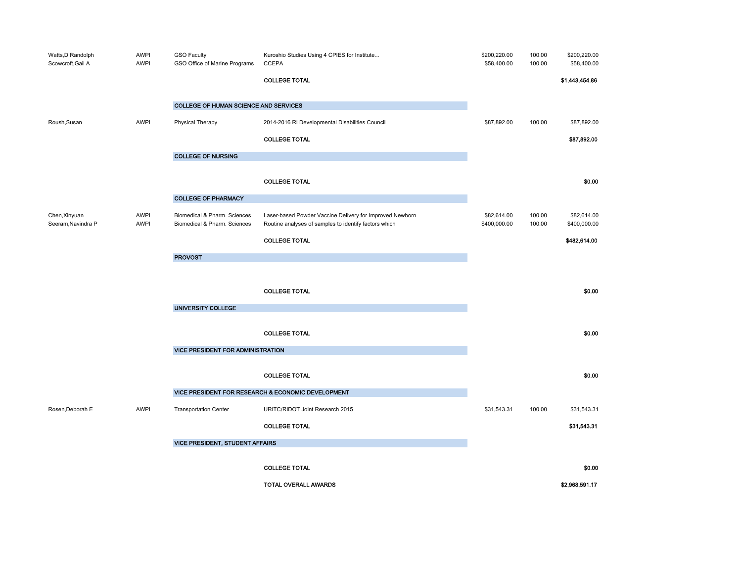| | | | | | | |
|---|---|---|---|---|---|---|
| Watts,D Randolph | AWPI | GSO Faculty | Kuroshio Studies Using 4 CPIES for Institute... | $200,220.00 | 100.00 | $200,220.00 |
| Scowcroft,Gail A | AWPI | GSO Office of Marine Programs | CCEPA | $58,400.00 | 100.00 | $58,400.00 |
| | | | **COLLEGE TOTAL** | | | **$1,443,454.86** |
| | | **COLLEGE OF HUMAN SCIENCE AND SERVICES** | | | | |
| Roush,Susan | AWPI | Physical Therapy | 2014-2016 RI Developmental Disabilities Council | $87,892.00 | 100.00 | $87,892.00 |
| | | | **COLLEGE TOTAL** | | | **$87,892.00** |
| | | **COLLEGE OF NURSING** | | | | |
| | | | **COLLEGE TOTAL** | | | **$0.00** |
| | | **COLLEGE OF PHARMACY** | | | | |
| Chen,Xinyuan | AWPI | Biomedical & Pharm. Sciences | Laser-based Powder Vaccine Delivery for Improved Newborn | $82,614.00 | 100.00 | $82,614.00 |
| Seeram,Navindra P | AWPI | Biomedical & Pharm. Sciences | Routine analyses of samples to identify factors which | $400,000.00 | 100.00 | $400,000.00 |
| | | | **COLLEGE TOTAL** | | | **$482,614.00** |
| | | **PROVOST** | | | | |
| | | | **COLLEGE TOTAL** | | | **$0.00** |
| | | **UNIVERSITY COLLEGE** | | | | |
| | | | **COLLEGE TOTAL** | | | **$0.00** |
| | | **VICE PRESIDENT FOR ADMINISTRATION** | | | | |
| | | | **COLLEGE TOTAL** | | | **$0.00** |
| | | **VICE PRESIDENT FOR RESEARCH & ECONOMIC DEVELOPMENT** | | | | |
| Rosen,Deborah E | AWPI | Transportation Center | URITC/RIDOT Joint Research 2015 | $31,543.31 | 100.00 | $31,543.31 |
| | | | **COLLEGE TOTAL** | | | **$31,543.31** |
| | | **VICE PRESIDENT, STUDENT AFFAIRS** | | | | |
| | | | **COLLEGE TOTAL** | | | **$0.00** |
| | | | **TOTAL OVERALL AWARDS** | | | **$2,968,591.17** |